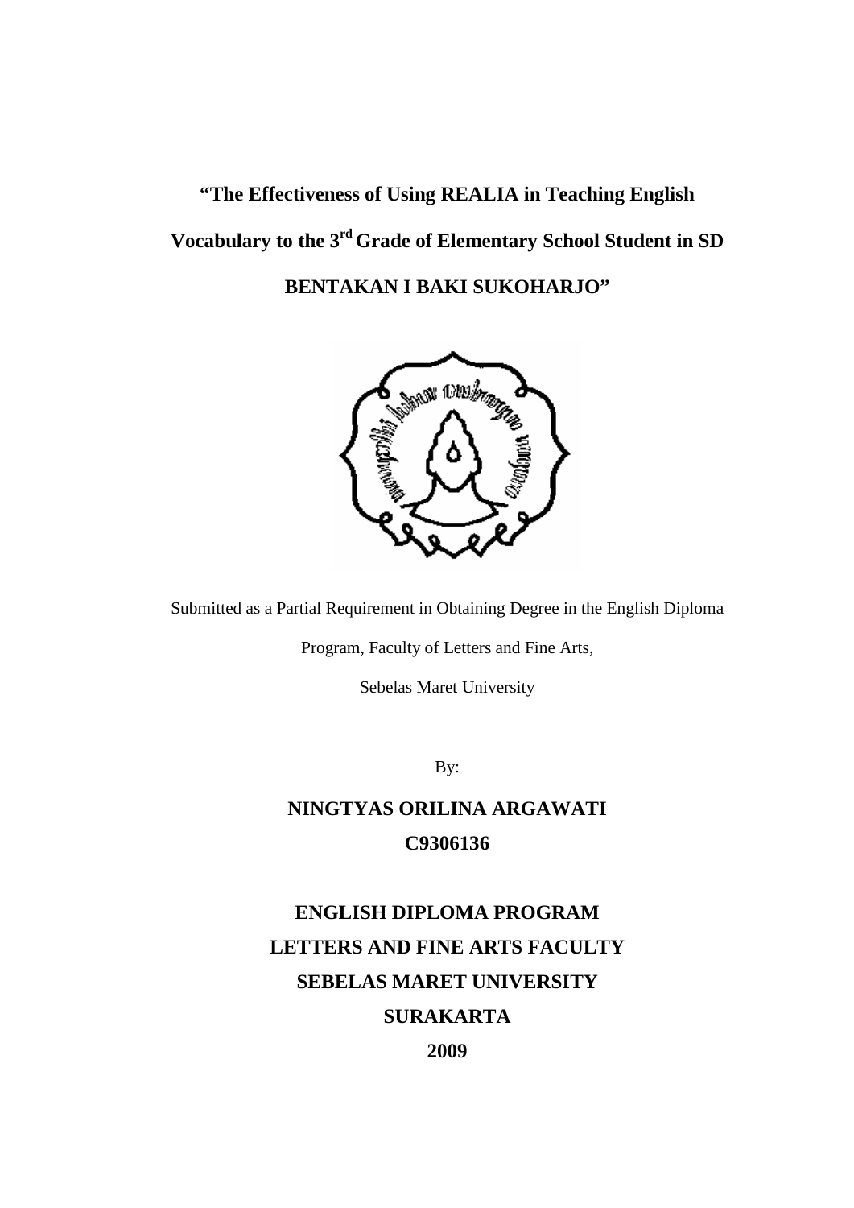# "The Effectiveness of Using REALIA in Teaching English Vocabulary to the 3rd Grade of Elementary School Student in SD BENTAKAN I BAKI SUKOHARJO"

Submitted as a Partial Requirement in Obtaining Degree in the English Diploma Program, Faculty of Letters and Fine Arts, Sebelas Maret University

By:

**NINGTYAS ORILINA ARGAWATI**

**C9306136**

**ENGLISH DIPLOMA PROGRAM**

**LETTERS AND FINE ARTS FACULTY**

**SEBELAS MARET UNIVERSITY**

**SURAKARTA**

**2009**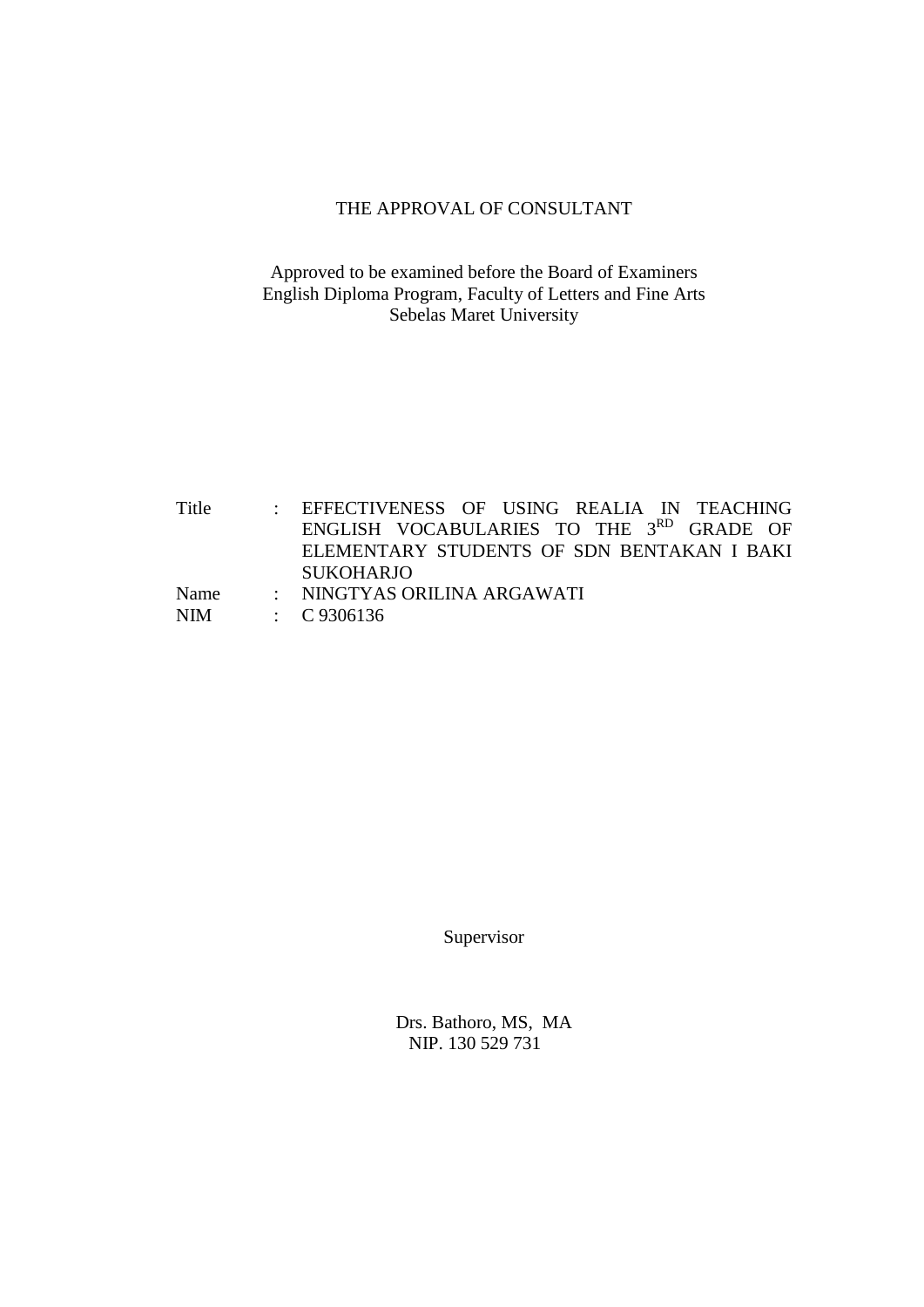# THE APPROVAL OF CONSULTANT

Approved to be examined before the Board of Examiners
English Diploma Program, Faculty of Letters and Fine Arts
Sebelas Maret University

| | | |
|---|---|---|
| Title | : | EFFECTIVENESS OF USING REALIA IN TEACHING ENGLISH VOCABULARIES TO THE 3$^{RD}$ GRADE OF ELEMENTARY STUDENTS OF SDN BENTAKAN I BAKI SUKOHARJO |
| Name | : | NINGTYAS ORILINA ARGAWATI |
| NIM | : | C 9306136 |

Supervisor

Drs. Bathoro, MS, MA
NIP. 130 529 731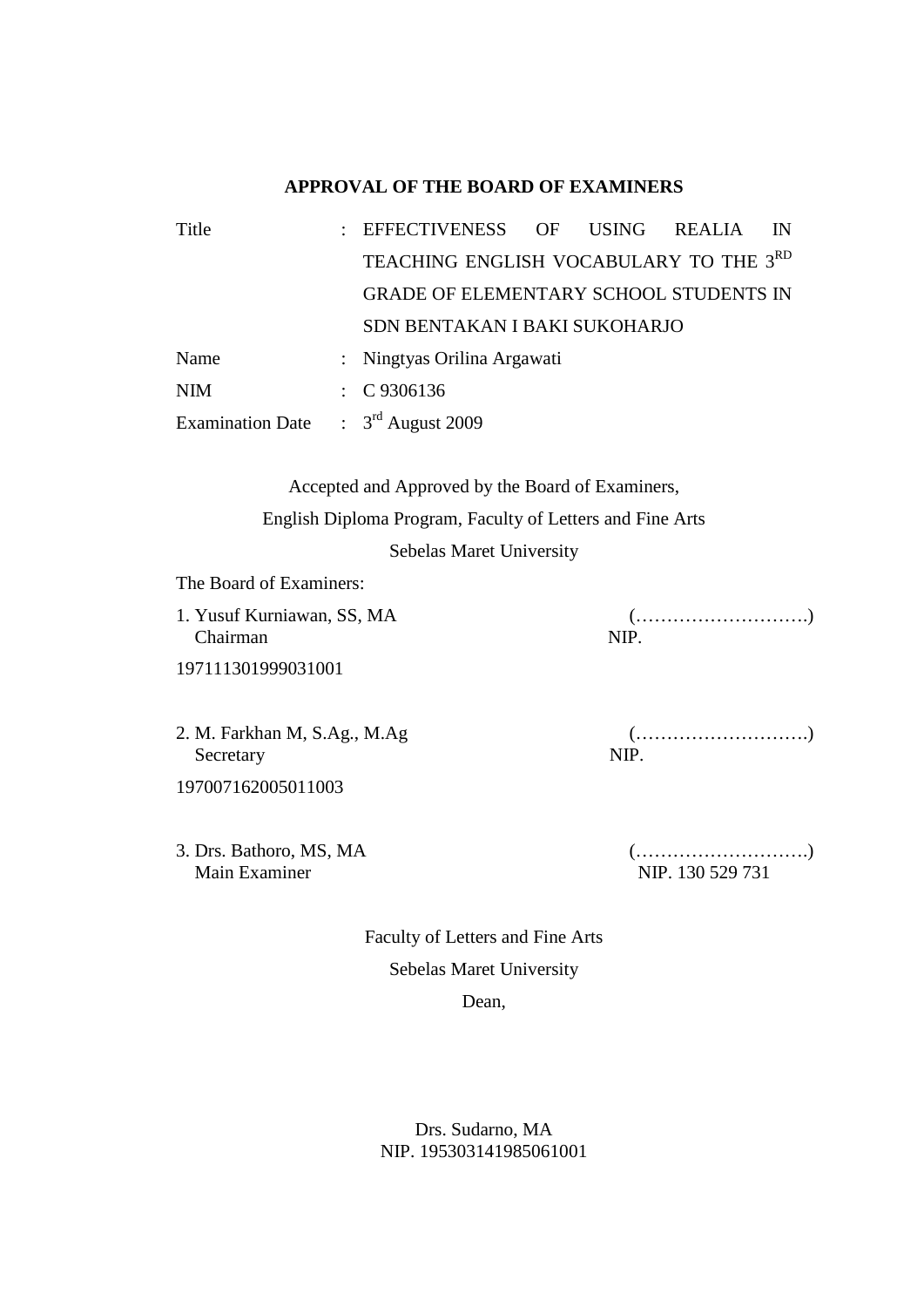## APPROVAL OF THE BOARD OF EXAMINERS

Title : EFFECTIVENESS OF USING REALIA IN TEACHING ENGLISH VOCABULARY TO THE 3RD GRADE OF ELEMENTARY SCHOOL STUDENTS IN SDN BENTAKAN I BAKI SUKOHARJO

Name : Ningtyas Orilina Argawati

NIM : C 9306136

Examination Date : 3rd August 2009

Accepted and Approved by the Board of Examiners,
English Diploma Program, Faculty of Letters and Fine Arts
Sebelas Maret University

The Board of Examiners:

1. Yusuf Kurniawan, SS, MA (……………………….)
   Chairman NIP.

197111301999031001

2. M. Farkhan M, S.Ag., M.Ag (……………………….)
   Secretary NIP.

197007162005011003

3. Drs. Bathoro, MS, MA (……………………….)
   Main Examiner NIP. 130 529 731

Faculty of Letters and Fine Arts
Sebelas Maret University
Dean,

Drs. Sudarno, MA
NIP. 195303141985061001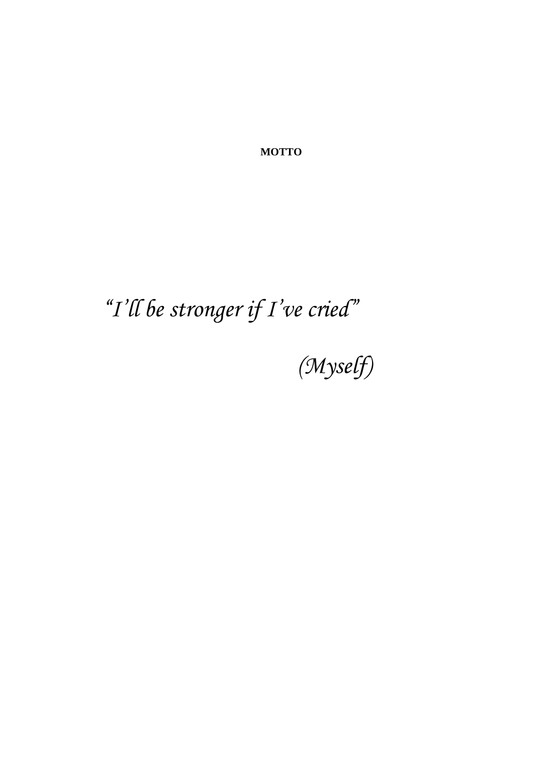**MOTTO**

*"I'll be stronger if I've cried"*

*(Myself)*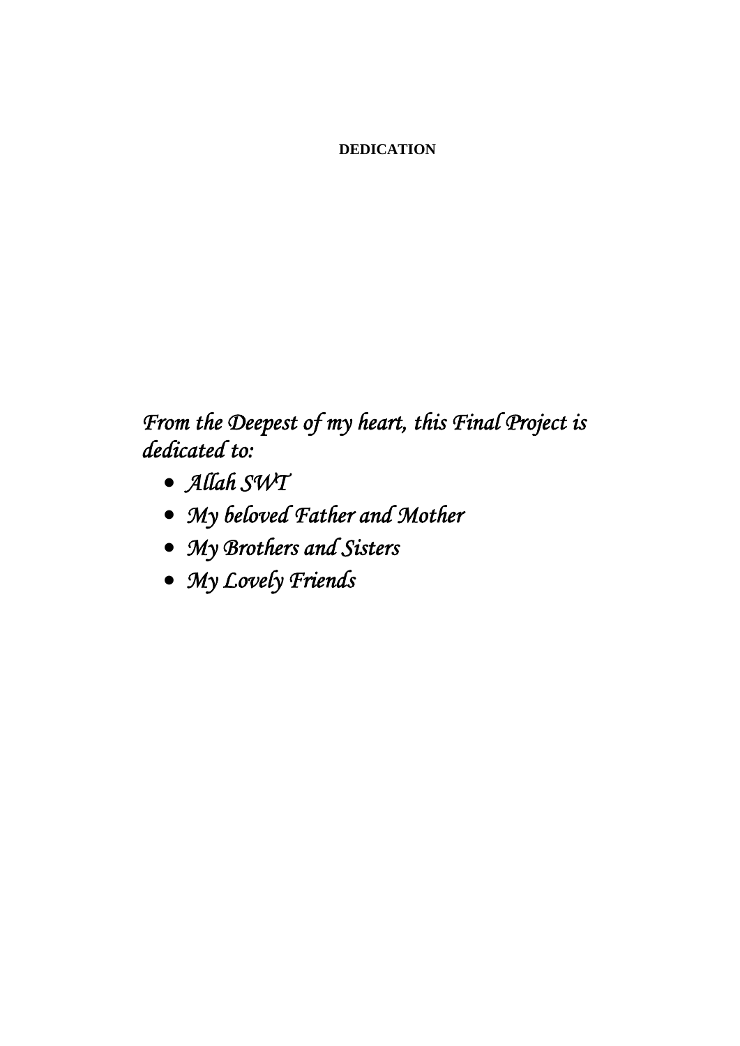# DEDICATION

*From the Deepest of my heart, this Final Project is dedicated to:*

- *Allah SWT*
- *My beloved Father and Mother*
- *My Brothers and Sisters*
- *My Lovely Friends*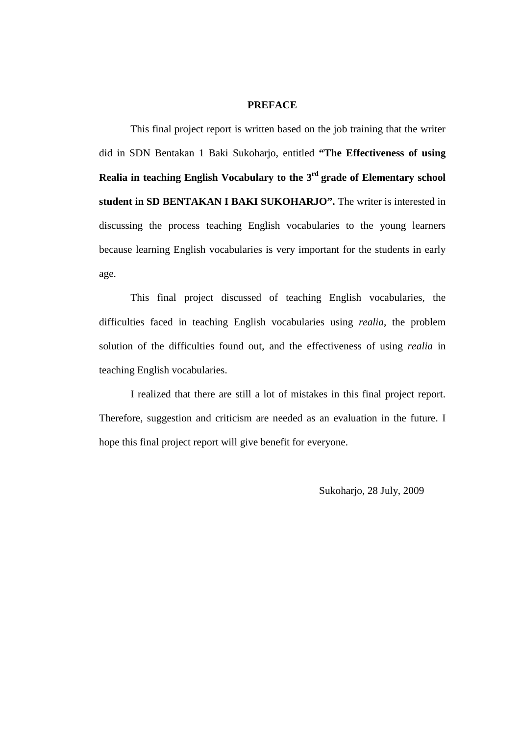# PREFACE

This final project report is written based on the job training that the writer did in SDN Bentakan 1 Baki Sukoharjo, entitled **"The Effectiveness of using Realia in teaching English Vocabulary to the 3rd grade of Elementary school student in SD BENTAKAN I BAKI SUKOHARJO".** The writer is interested in discussing the process teaching English vocabularies to the young learners because learning English vocabularies is very important for the students in early age.

This final project discussed of teaching English vocabularies, the difficulties faced in teaching English vocabularies using *realia*, the problem solution of the difficulties found out, and the effectiveness of using *realia* in teaching English vocabularies.

I realized that there are still a lot of mistakes in this final project report. Therefore, suggestion and criticism are needed as an evaluation in the future. I hope this final project report will give benefit for everyone.

Sukoharjo, 28 July, 2009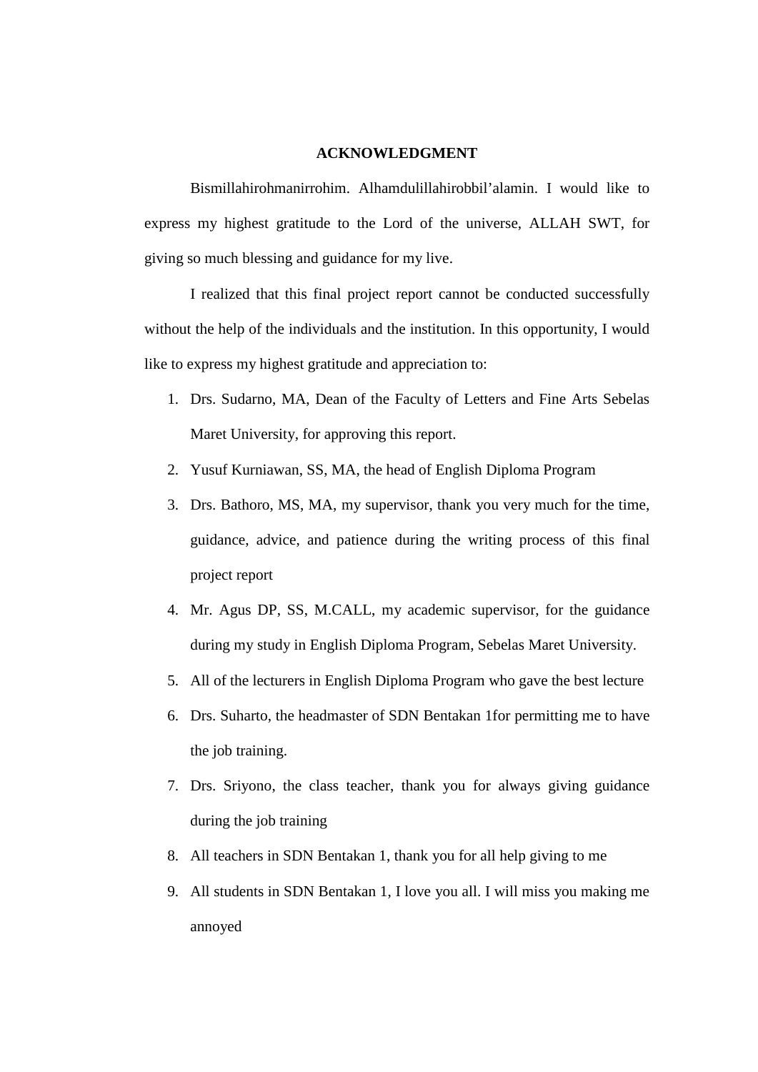# ACKNOWLEDGMENT

Bismillahirohmanirrohim. Alhamdulillahirobbil'alamin. I would like to express my highest gratitude to the Lord of the universe, ALLAH SWT, for giving so much blessing and guidance for my live.

I realized that this final project report cannot be conducted successfully without the help of the individuals and the institution. In this opportunity, I would like to express my highest gratitude and appreciation to:

1. Drs. Sudarno, MA, Dean of the Faculty of Letters and Fine Arts Sebelas Maret University, for approving this report.
2. Yusuf Kurniawan, SS, MA, the head of English Diploma Program
3. Drs. Bathoro, MS, MA, my supervisor, thank you very much for the time, guidance, advice, and patience during the writing process of this final project report
4. Mr. Agus DP, SS, M.CALL, my academic supervisor, for the guidance during my study in English Diploma Program, Sebelas Maret University.
5. All of the lecturers in English Diploma Program who gave the best lecture
6. Drs. Suharto, the headmaster of SDN Bentakan 1for permitting me to have the job training.
7. Drs. Sriyono, the class teacher, thank you for always giving guidance during the job training
8. All teachers in SDN Bentakan 1, thank you for all help giving to me
9. All students in SDN Bentakan 1, I love you all. I will miss you making me annoyed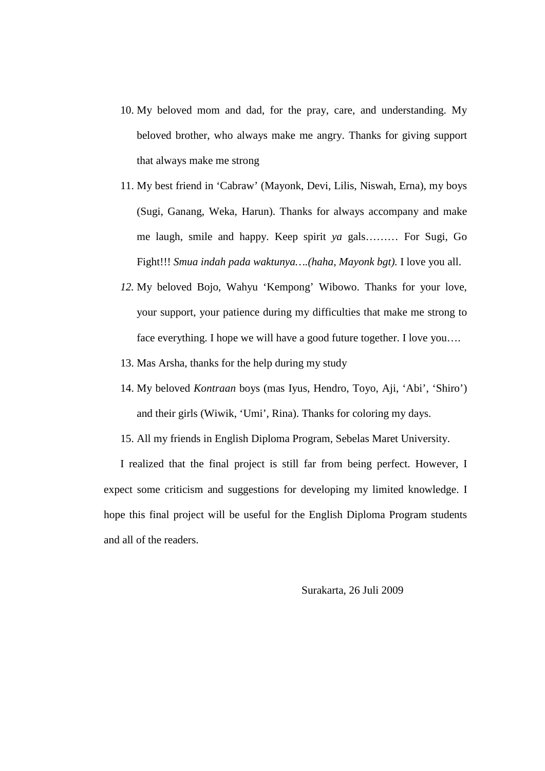10. My beloved mom and dad, for the pray, care, and understanding. My beloved brother, who always make me angry. Thanks for giving support that always make me strong
11. My best friend in ‘Cabraw’ (Mayonk, Devi, Lilis, Niswah, Erna), my boys (Sugi, Ganang, Weka, Harun). Thanks for always accompany and make me laugh, smile and happy. Keep spirit *ya* gals……… For Sugi, Go Fight!!! *Smua indah pada waktunya….(haha, Mayonk bgt).* I love you all.
12. My beloved Bojo, Wahyu ‘Kempong’ Wibowo. Thanks for your love, your support, your patience during my difficulties that make me strong to face everything. I hope we will have a good future together. I love you….
13. Mas Arsha, thanks for the help during my study
14. My beloved *Kontraan* boys (mas Iyus, Hendro, Toyo, Aji, ‘Abi’, ‘Shiro’) and their girls (Wiwik, ‘Umi’, Rina). Thanks for coloring my days.
15. All my friends in English Diploma Program, Sebelas Maret University.

I realized that the final project is still far from being perfect. However, I expect some criticism and suggestions for developing my limited knowledge. I hope this final project will be useful for the English Diploma Program students and all of the readers.

Surakarta, 26 Juli 2009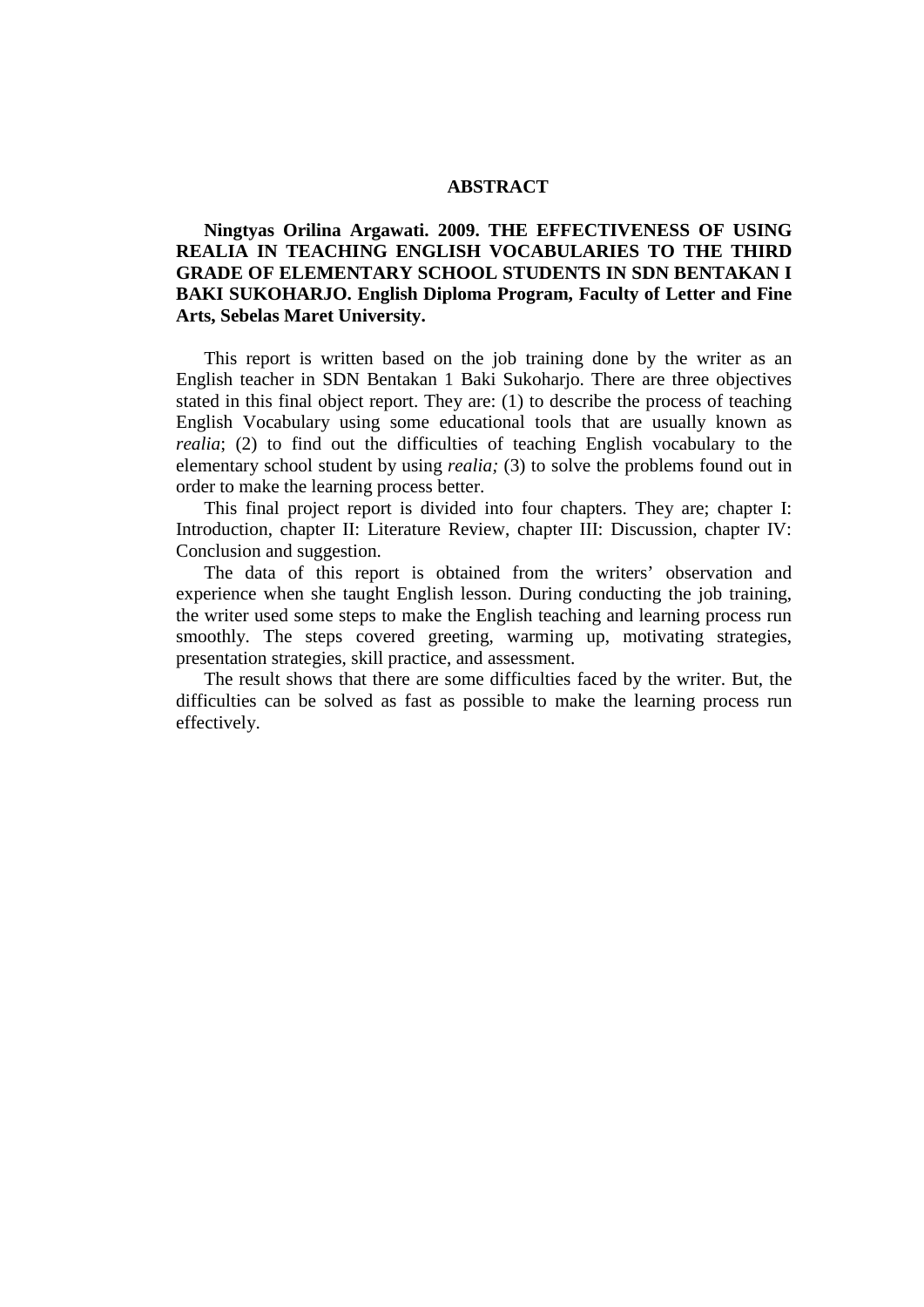# ABSTRACT

**Ningtyas Orilina Argawati. 2009. THE EFFECTIVENESS OF USING REALIA IN TEACHING ENGLISH VOCABULARIES TO THE THIRD GRADE OF ELEMENTARY SCHOOL STUDENTS IN SDN BENTAKAN I BAKI SUKOHARJO. English Diploma Program, Faculty of Letter and Fine Arts, Sebelas Maret University.**

This report is written based on the job training done by the writer as an English teacher in SDN Bentakan 1 Baki Sukoharjo. There are three objectives stated in this final object report. They are: (1) to describe the process of teaching English Vocabulary using some educational tools that are usually known as *realia*; (2) to find out the difficulties of teaching English vocabulary to the elementary school student by using *realia;* (3) to solve the problems found out in order to make the learning process better.

This final project report is divided into four chapters. They are; chapter I: Introduction, chapter II: Literature Review, chapter III: Discussion, chapter IV: Conclusion and suggestion.

The data of this report is obtained from the writers' observation and experience when she taught English lesson. During conducting the job training, the writer used some steps to make the English teaching and learning process run smoothly. The steps covered greeting, warming up, motivating strategies, presentation strategies, skill practice, and assessment.

The result shows that there are some difficulties faced by the writer. But, the difficulties can be solved as fast as possible to make the learning process run effectively.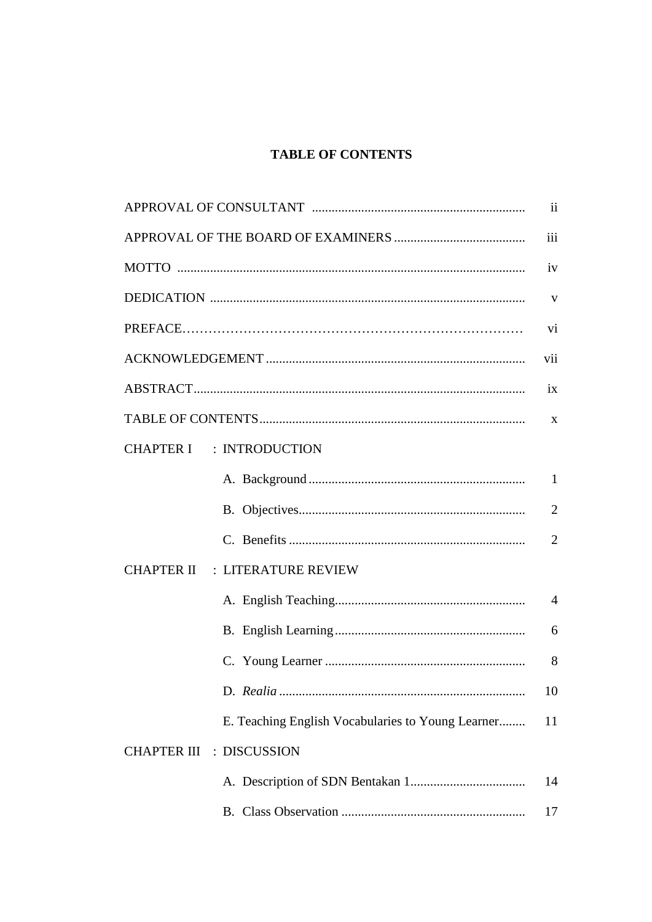# TABLE OF CONTENTS

| | |
|---|---|
| APPROVAL OF CONSULTANT | ii |
| APPROVAL OF THE BOARD OF EXAMINERS | iii |
| MOTTO | iv |
| DEDICATION | v |
| PREFACE | vi |
| ACKNOWLEDGEMENT | vii |
| ABSTRACT | ix |
| TABLE OF CONTENTS | x |
| CHAPTER I : INTRODUCTION | |
| A. Background | 1 |
| B. Objectives | 2 |
| C. Benefits | 2 |
| CHAPTER II : LITERATURE REVIEW | |
| A. English Teaching | 4 |
| B. English Learning | 6 |
| C. Young Learner | 8 |
| D. *Realia* | 10 |
| E. Teaching English Vocabularies to Young Learner | 11 |
| CHAPTER III : DISCUSSION | |
| A. Description of SDN Bentakan 1 | 14 |
| B. Class Observation | 17 |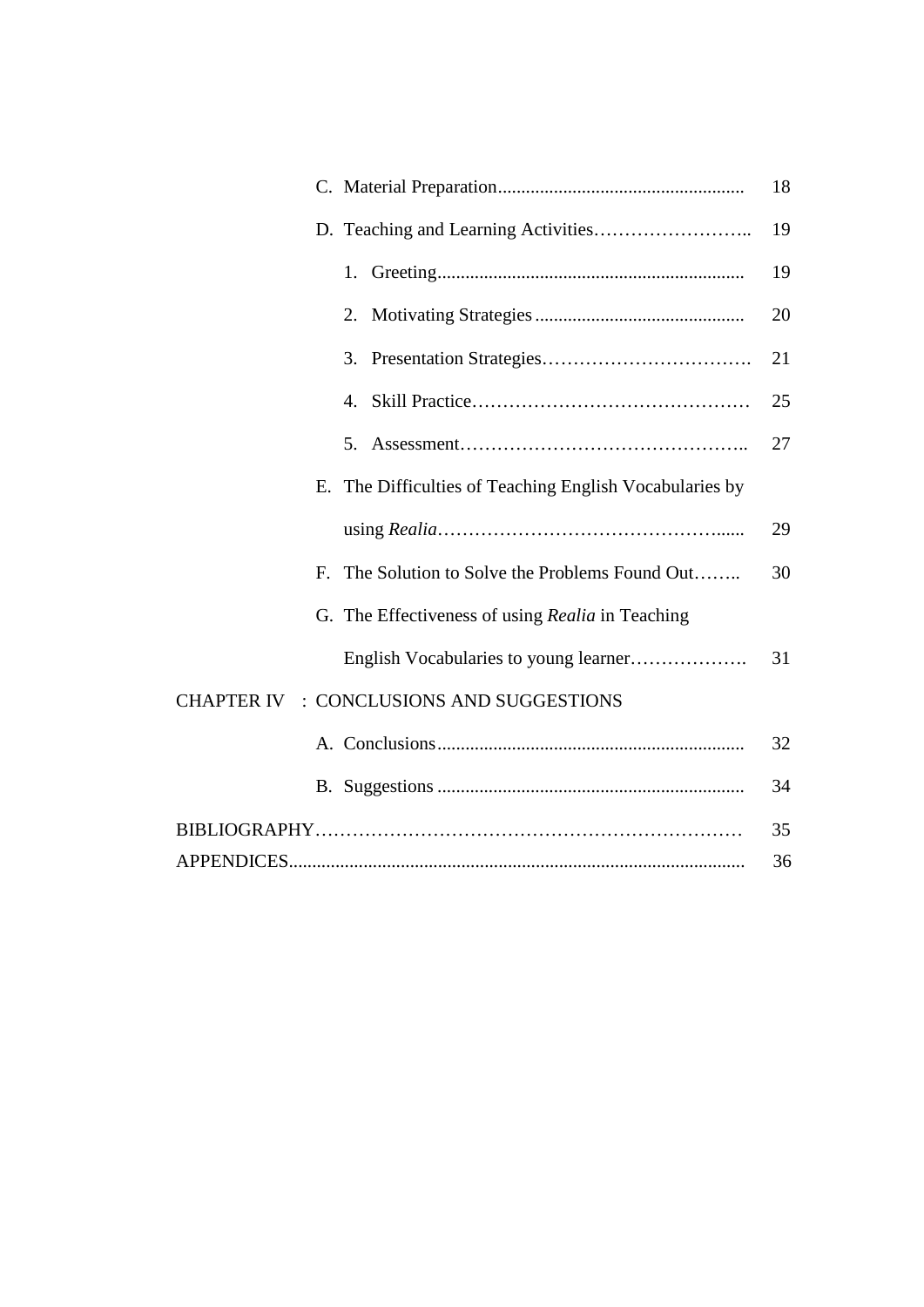C. Material Preparation..................................................... 18

D. Teaching and Learning Activities…………………….. 19

1. Greeting.................................................................. 19
2. Motivating Strategies ............................................. 20
3. Presentation Strategies……………………………. 21
4. Skill Practice……………………………………… 25
5. Assessment……………………………………….. 27

E. The Difficulties of Teaching English Vocabularies by using *Realia*……………………………………...... 29

F. The Solution to Solve the Problems Found Out…….. 30

G. The Effectiveness of using *Realia* in Teaching English Vocabularies to young learner………………. 31

CHAPTER IV : CONCLUSIONS AND SUGGESTIONS

A. Conclusions................................................................. 32

B. Suggestions ................................................................. 34

BIBLIOGRAPHY………………………………………………………… 35

APPENDICES................................................................................................ 36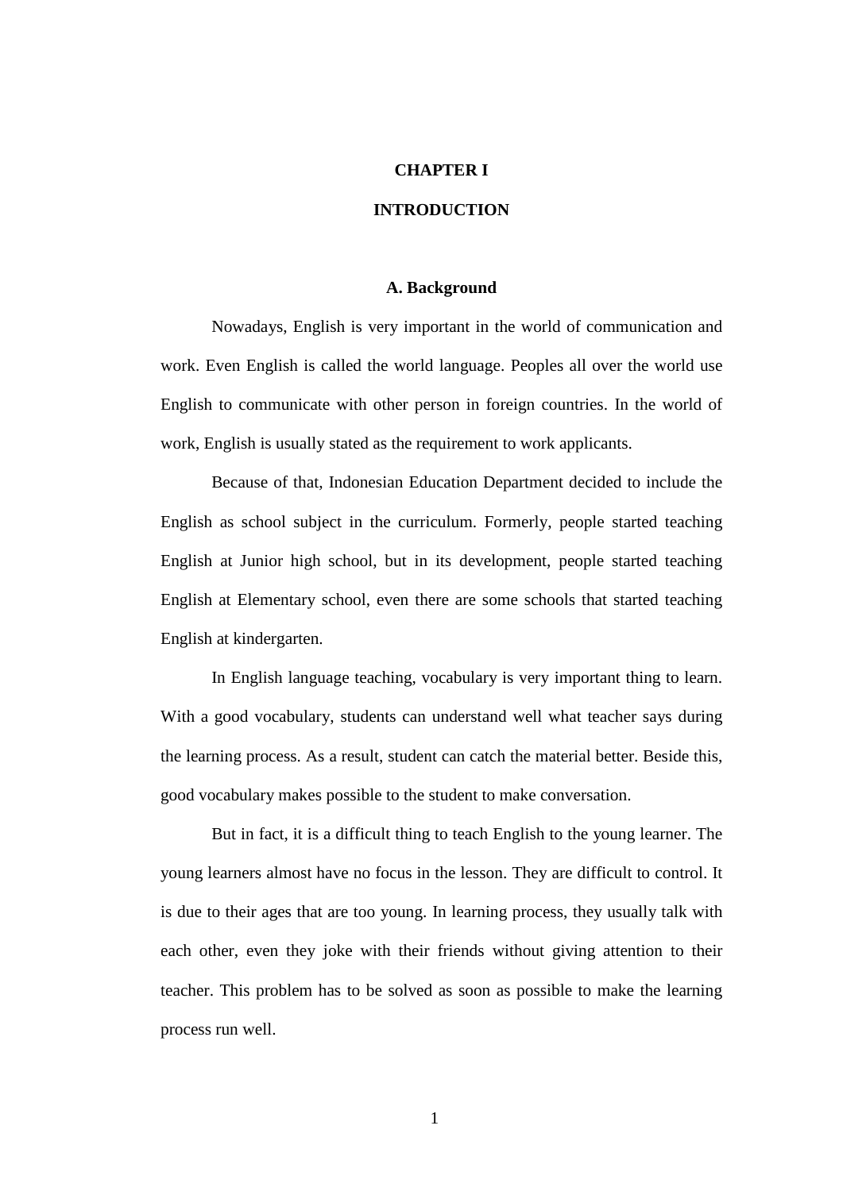# CHAPTER I

# INTRODUCTION

## A. Background

Nowadays, English is very important in the world of communication and work. Even English is called the world language. Peoples all over the world use English to communicate with other person in foreign countries. In the world of work, English is usually stated as the requirement to work applicants.

Because of that, Indonesian Education Department decided to include the English as school subject in the curriculum. Formerly, people started teaching English at Junior high school, but in its development, people started teaching English at Elementary school, even there are some schools that started teaching English at kindergarten.

In English language teaching, vocabulary is very important thing to learn. With a good vocabulary, students can understand well what teacher says during the learning process. As a result, student can catch the material better. Beside this, good vocabulary makes possible to the student to make conversation.

But in fact, it is a difficult thing to teach English to the young learner. The young learners almost have no focus in the lesson. They are difficult to control. It is due to their ages that are too young. In learning process, they usually talk with each other, even they joke with their friends without giving attention to their teacher. This problem has to be solved as soon as possible to make the learning process run well.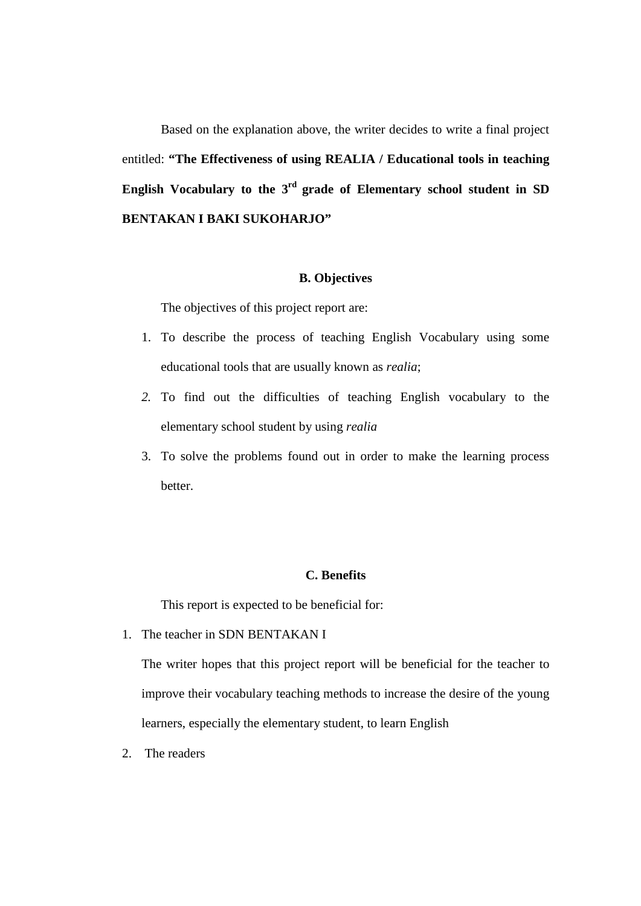Based on the explanation above, the writer decides to write a final project entitled: **"The Effectiveness of using REALIA / Educational tools in teaching English Vocabulary to the 3rd grade of Elementary school student in SD BENTAKAN I BAKI SUKOHARJO"**

## B. Objectives

The objectives of this project report are:

1. To describe the process of teaching English Vocabulary using some educational tools that are usually known as *realia*;
2. To find out the difficulties of teaching English vocabulary to the elementary school student by using *realia*
3. To solve the problems found out in order to make the learning process better.

## C. Benefits

This report is expected to be beneficial for:

1. The teacher in SDN BENTAKAN I

   The writer hopes that this project report will be beneficial for the teacher to improve their vocabulary teaching methods to increase the desire of the young learners, especially the elementary student, to learn English

2. The readers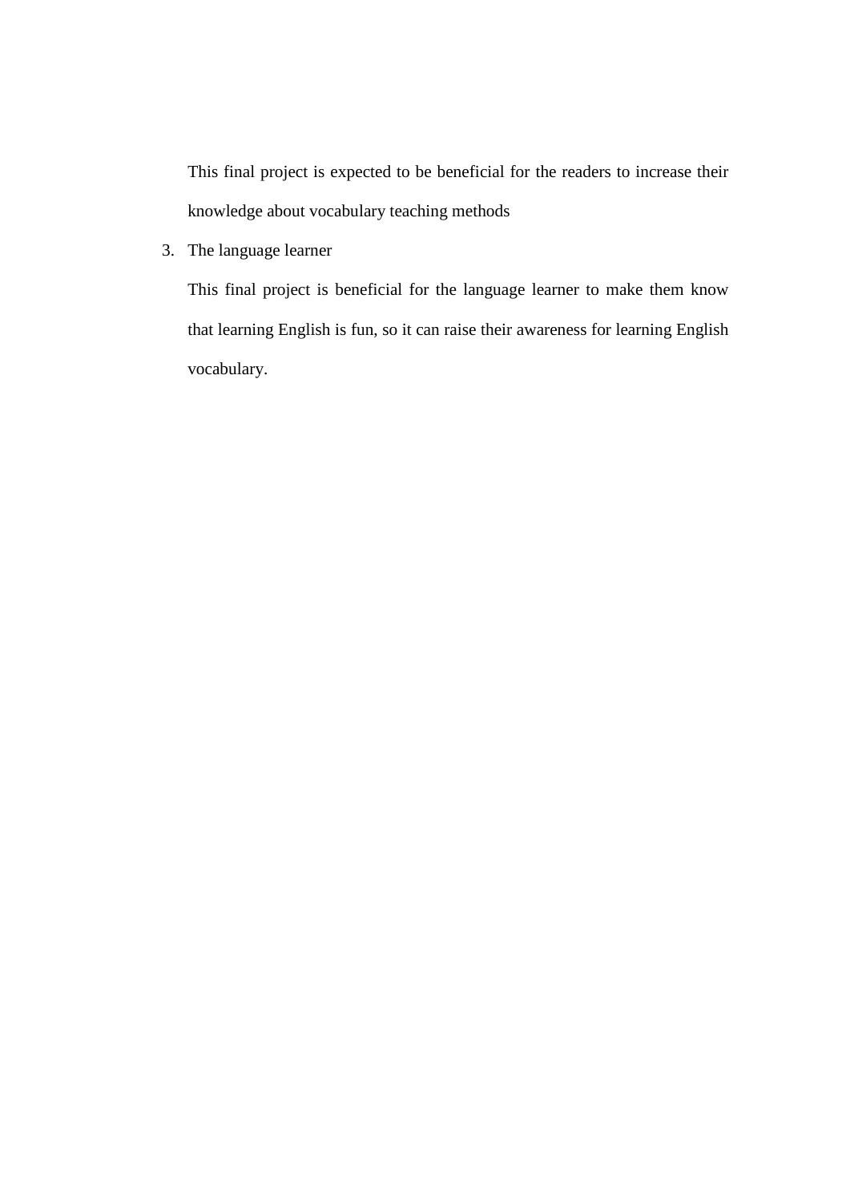This final project is expected to be beneficial for the readers to increase their knowledge about vocabulary teaching methods

3. The language learner

   This final project is beneficial for the language learner to make them know that learning English is fun, so it can raise their awareness for learning English vocabulary.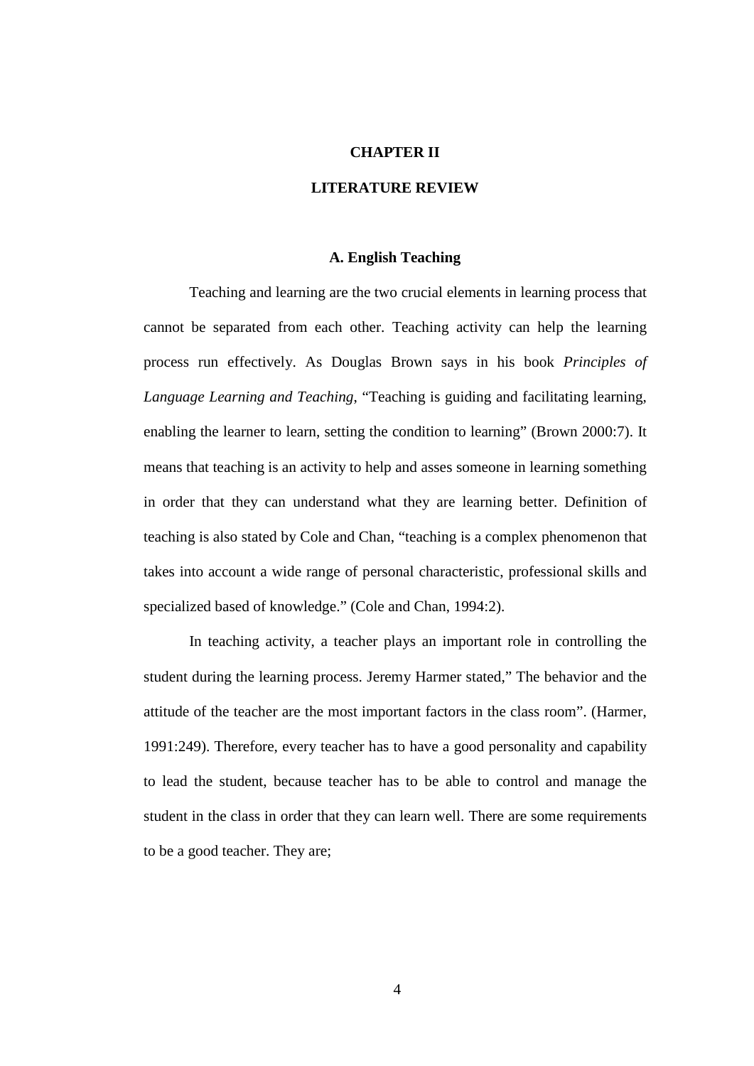# CHAPTER II

# LITERATURE REVIEW

## A. English Teaching

Teaching and learning are the two crucial elements in learning process that cannot be separated from each other. Teaching activity can help the learning process run effectively. As Douglas Brown says in his book *Principles of Language Learning and Teaching*, "Teaching is guiding and facilitating learning, enabling the learner to learn, setting the condition to learning" (Brown 2000:7). It means that teaching is an activity to help and asses someone in learning something in order that they can understand what they are learning better. Definition of teaching is also stated by Cole and Chan, "teaching is a complex phenomenon that takes into account a wide range of personal characteristic, professional skills and specialized based of knowledge." (Cole and Chan, 1994:2).

In teaching activity, a teacher plays an important role in controlling the student during the learning process. Jeremy Harmer stated," The behavior and the attitude of the teacher are the most important factors in the class room". (Harmer, 1991:249). Therefore, every teacher has to have a good personality and capability to lead the student, because teacher has to be able to control and manage the student in the class in order that they can learn well. There are some requirements to be a good teacher. They are;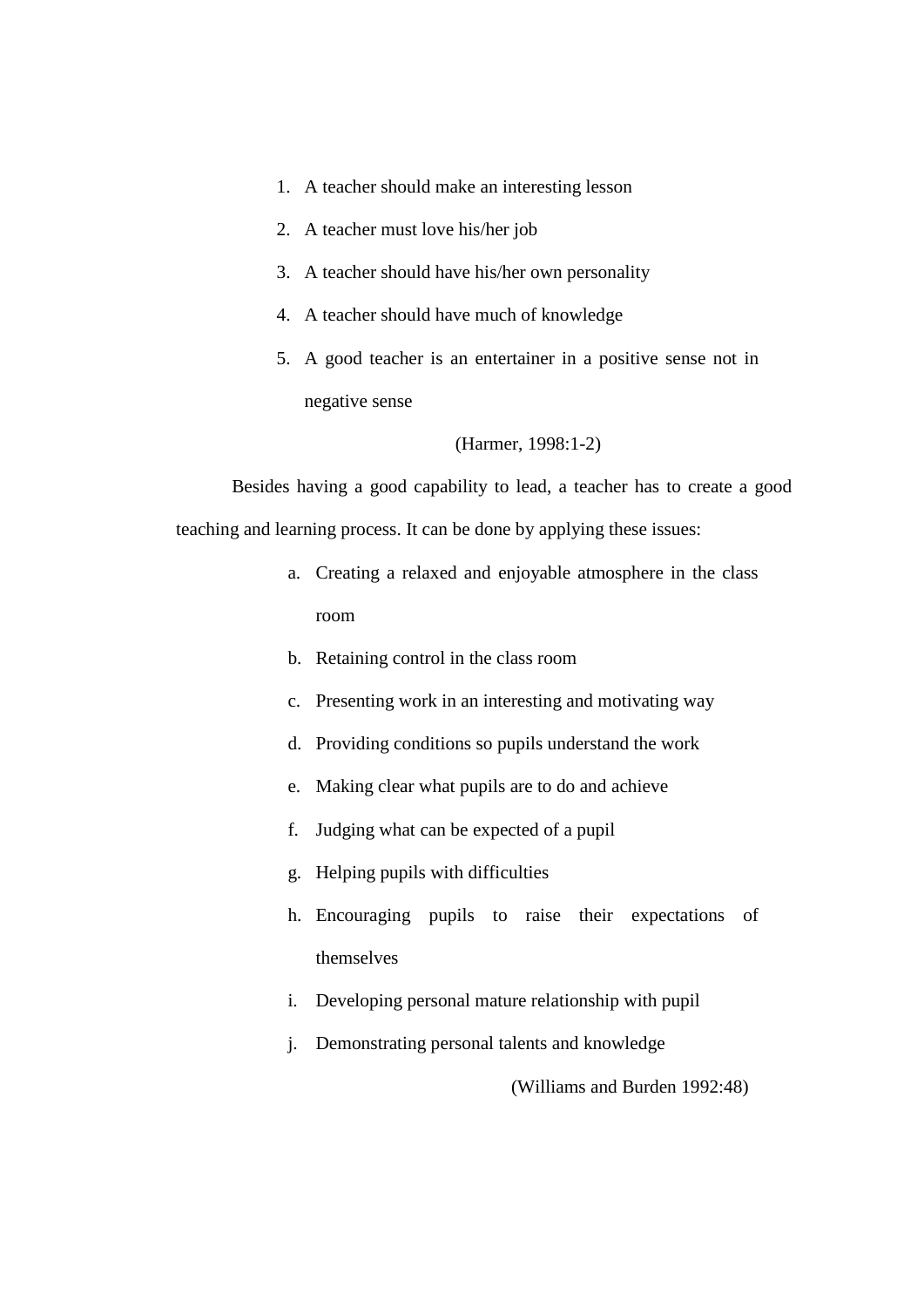1. A teacher should make an interesting lesson
2. A teacher must love his/her job
3. A teacher should have his/her own personality
4. A teacher should have much of knowledge
5. A good teacher is an entertainer in a positive sense not in negative sense

(Harmer, 1998:1-2)

Besides having a good capability to lead, a teacher has to create a good teaching and learning process. It can be done by applying these issues:

a. Creating a relaxed and enjoyable atmosphere in the class room
b. Retaining control in the class room
c. Presenting work in an interesting and motivating way
d. Providing conditions so pupils understand the work
e. Making clear what pupils are to do and achieve
f. Judging what can be expected of a pupil
g. Helping pupils with difficulties
h. Encouraging pupils to raise their expectations of themselves
i. Developing personal mature relationship with pupil
j. Demonstrating personal talents and knowledge

(Williams and Burden 1992:48)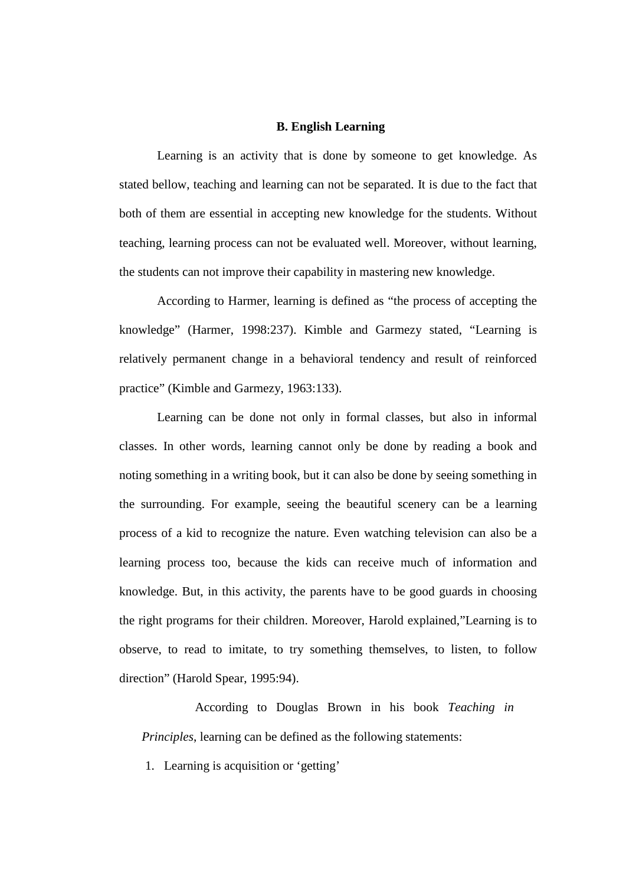### B. English Learning

Learning is an activity that is done by someone to get knowledge. As stated bellow, teaching and learning can not be separated. It is due to the fact that both of them are essential in accepting new knowledge for the students. Without teaching, learning process can not be evaluated well. Moreover, without learning, the students can not improve their capability in mastering new knowledge.

According to Harmer, learning is defined as "the process of accepting the knowledge" (Harmer, 1998:237). Kimble and Garmezy stated, "Learning is relatively permanent change in a behavioral tendency and result of reinforced practice" (Kimble and Garmezy, 1963:133).

Learning can be done not only in formal classes, but also in informal classes. In other words, learning cannot only be done by reading a book and noting something in a writing book, but it can also be done by seeing something in the surrounding. For example, seeing the beautiful scenery can be a learning process of a kid to recognize the nature. Even watching television can also be a learning process too, because the kids can receive much of information and knowledge. But, in this activity, the parents have to be good guards in choosing the right programs for their children. Moreover, Harold explained,"Learning is to observe, to read to imitate, to try something themselves, to listen, to follow direction" (Harold Spear, 1995:94).

According to Douglas Brown in his book *Teaching in Principles*, learning can be defined as the following statements:

1. Learning is acquisition or 'getting'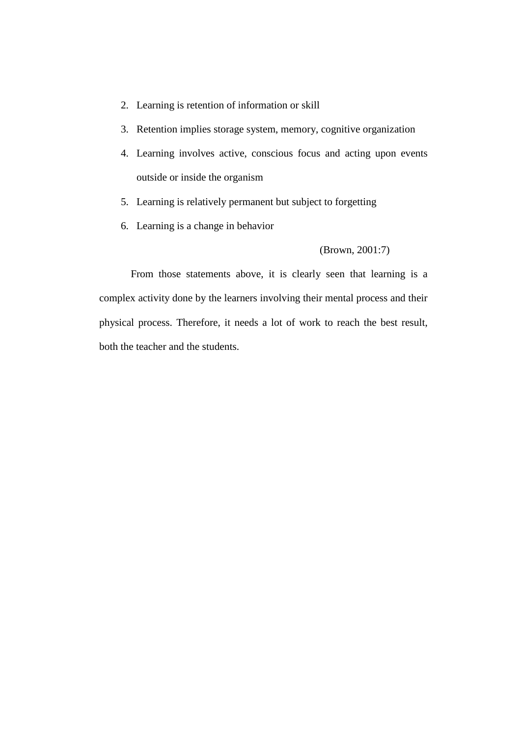2. Learning is retention of information or skill
3. Retention implies storage system, memory, cognitive organization
4. Learning involves active, conscious focus and acting upon events outside or inside the organism
5. Learning is relatively permanent but subject to forgetting
6. Learning is a change in behavior

(Brown, 2001:7)

From those statements above, it is clearly seen that learning is a complex activity done by the learners involving their mental process and their physical process. Therefore, it needs a lot of work to reach the best result, both the teacher and the students.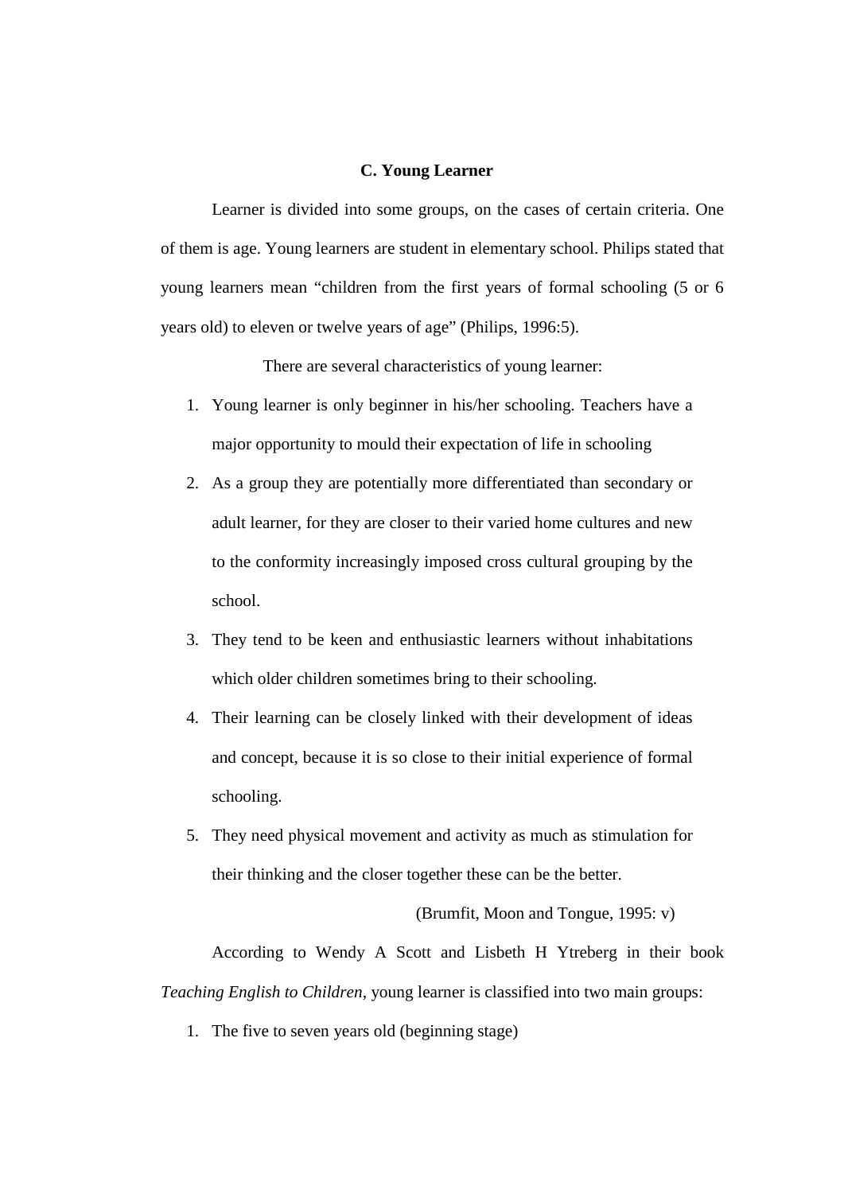## C. Young Learner

Learner is divided into some groups, on the cases of certain criteria. One of them is age. Young learners are student in elementary school. Philips stated that young learners mean "children from the first years of formal schooling (5 or 6 years old) to eleven or twelve years of age" (Philips, 1996:5).

There are several characteristics of young learner:

1. Young learner is only beginner in his/her schooling. Teachers have a major opportunity to mould their expectation of life in schooling
2. As a group they are potentially more differentiated than secondary or adult learner, for they are closer to their varied home cultures and new to the conformity increasingly imposed cross cultural grouping by the school.
3. They tend to be keen and enthusiastic learners without inhabitations which older children sometimes bring to their schooling.
4. Their learning can be closely linked with their development of ideas and concept, because it is so close to their initial experience of formal schooling.
5. They need physical movement and activity as much as stimulation for their thinking and the closer together these can be the better.

(Brumfit, Moon and Tongue, 1995: v)

According to Wendy A Scott and Lisbeth H Ytreberg in their book *Teaching English to Children*, young learner is classified into two main groups:

1. The five to seven years old (beginning stage)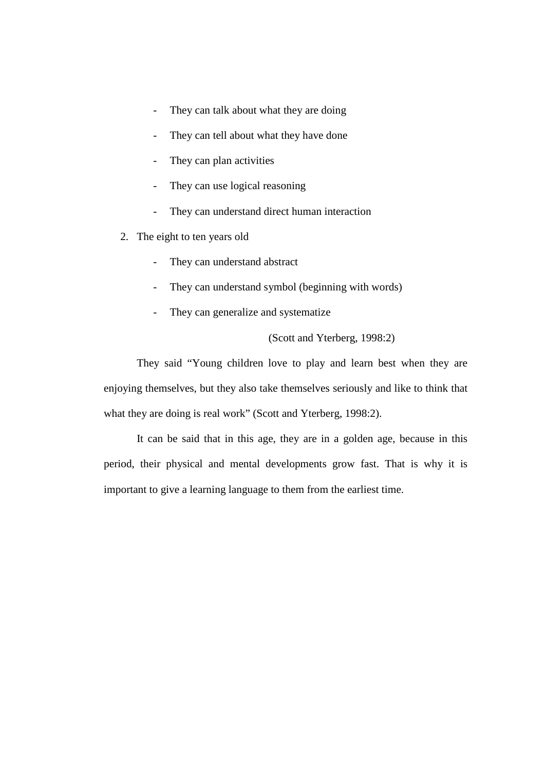- They can talk about what they are doing
- They can tell about what they have done
- They can plan activities
- They can use logical reasoning
- They can understand direct human interaction

2. The eight to ten years old
    - They can understand abstract
    - They can understand symbol (beginning with words)
    - They can generalize and systematize

(Scott and Yterberg, 1998:2)

They said "Young children love to play and learn best when they are enjoying themselves, but they also take themselves seriously and like to think that what they are doing is real work" (Scott and Yterberg, 1998:2).

It can be said that in this age, they are in a golden age, because in this period, their physical and mental developments grow fast. That is why it is important to give a learning language to them from the earliest time.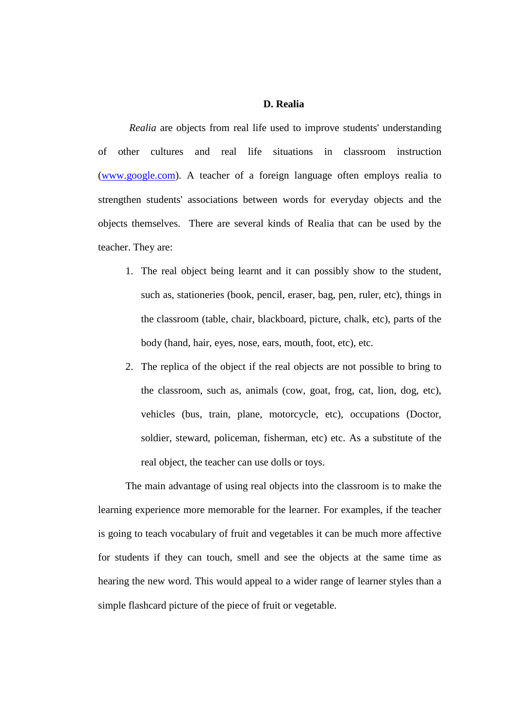## D. Realia

*Realia* are objects from real life used to improve students' understanding of other cultures and real life situations in classroom instruction ([www.google.com](www.google.com)). A teacher of a foreign language often employs realia to strengthen students' associations between words for everyday objects and the objects themselves. There are several kinds of Realia that can be used by the teacher. They are:

1. The real object being learnt and it can possibly show to the student, such as, stationeries (book, pencil, eraser, bag, pen, ruler, etc), things in the classroom (table, chair, blackboard, picture, chalk, etc), parts of the body (hand, hair, eyes, nose, ears, mouth, foot, etc), etc.
2. The replica of the object if the real objects are not possible to bring to the classroom, such as, animals (cow, goat, frog, cat, lion, dog, etc), vehicles (bus, train, plane, motorcycle, etc), occupations (Doctor, soldier, steward, policeman, fisherman, etc) etc. As a substitute of the real object, the teacher can use dolls or toys.

The main advantage of using real objects into the classroom is to make the learning experience more memorable for the learner. For examples, if the teacher is going to teach vocabulary of fruit and vegetables it can be much more affective for students if they can touch, smell and see the objects at the same time as hearing the new word. This would appeal to a wider range of learner styles than a simple flashcard picture of the piece of fruit or vegetable.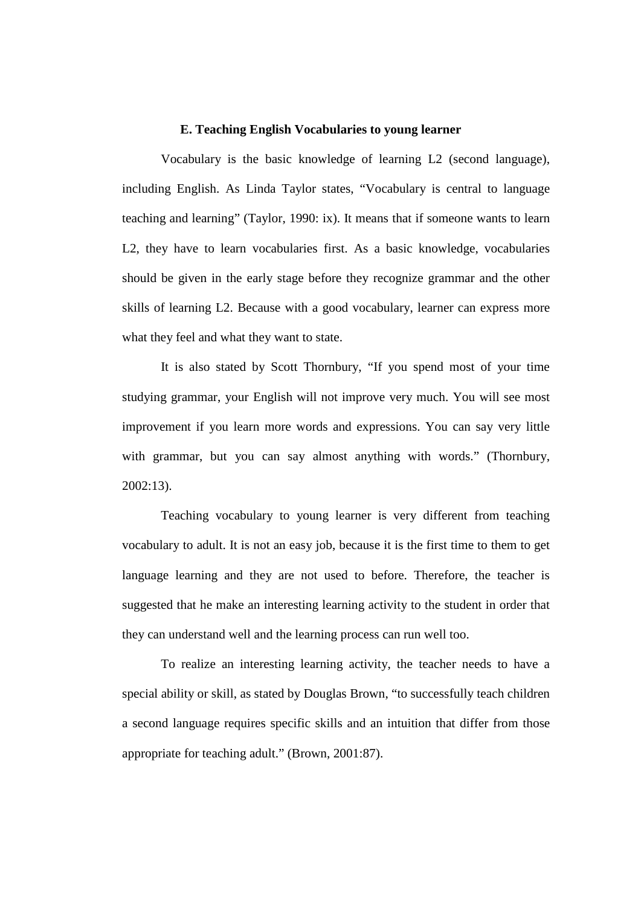### E. Teaching English Vocabularies to young learner

Vocabulary is the basic knowledge of learning L2 (second language), including English. As Linda Taylor states, "Vocabulary is central to language teaching and learning" (Taylor, 1990: ix). It means that if someone wants to learn L2, they have to learn vocabularies first. As a basic knowledge, vocabularies should be given in the early stage before they recognize grammar and the other skills of learning L2. Because with a good vocabulary, learner can express more what they feel and what they want to state.

It is also stated by Scott Thornbury, "If you spend most of your time studying grammar, your English will not improve very much. You will see most improvement if you learn more words and expressions. You can say very little with grammar, but you can say almost anything with words." (Thornbury, 2002:13).

Teaching vocabulary to young learner is very different from teaching vocabulary to adult. It is not an easy job, because it is the first time to them to get language learning and they are not used to before. Therefore, the teacher is suggested that he make an interesting learning activity to the student in order that they can understand well and the learning process can run well too.

To realize an interesting learning activity, the teacher needs to have a special ability or skill, as stated by Douglas Brown, "to successfully teach children a second language requires specific skills and an intuition that differ from those appropriate for teaching adult." (Brown, 2001:87).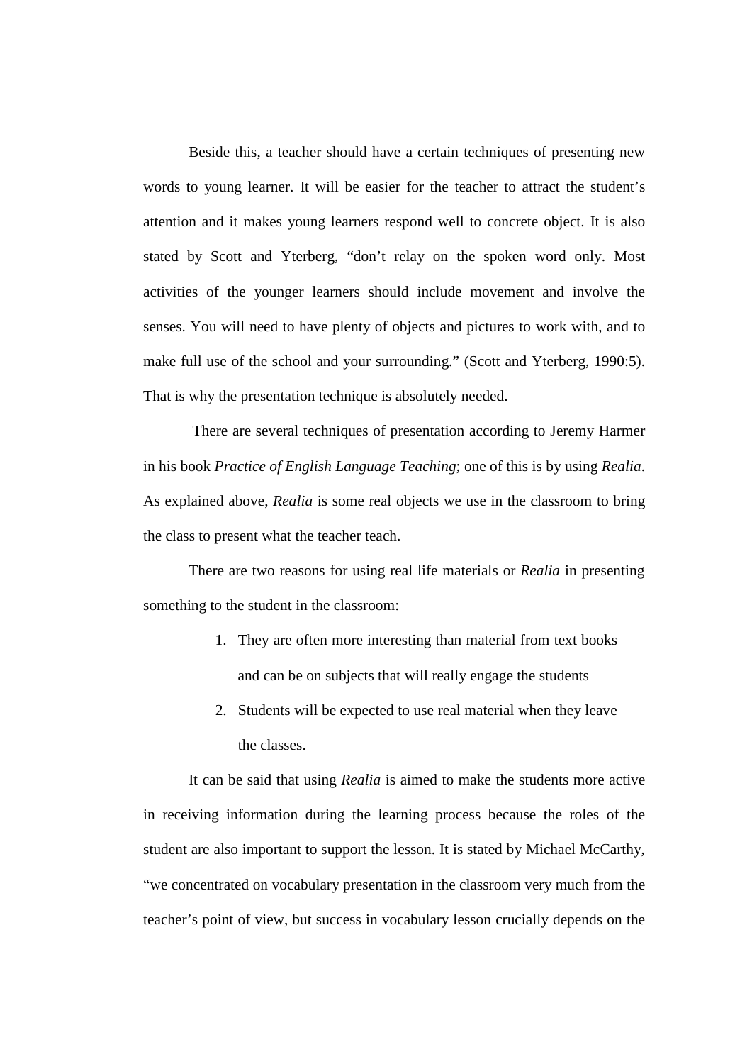Beside this, a teacher should have a certain techniques of presenting new words to young learner. It will be easier for the teacher to attract the student's attention and it makes young learners respond well to concrete object. It is also stated by Scott and Yterberg, "don't relay on the spoken word only. Most activities of the younger learners should include movement and involve the senses. You will need to have plenty of objects and pictures to work with, and to make full use of the school and your surrounding." (Scott and Yterberg, 1990:5). That is why the presentation technique is absolutely needed.

There are several techniques of presentation according to Jeremy Harmer in his book *Practice of English Language Teaching*; one of this is by using *Realia*. As explained above, *Realia* is some real objects we use in the classroom to bring the class to present what the teacher teach.

There are two reasons for using real life materials or *Realia* in presenting something to the student in the classroom:

1. They are often more interesting than material from text books and can be on subjects that will really engage the students
2. Students will be expected to use real material when they leave the classes.

It can be said that using *Realia* is aimed to make the students more active in receiving information during the learning process because the roles of the student are also important to support the lesson. It is stated by Michael McCarthy, "we concentrated on vocabulary presentation in the classroom very much from the teacher's point of view, but success in vocabulary lesson crucially depends on the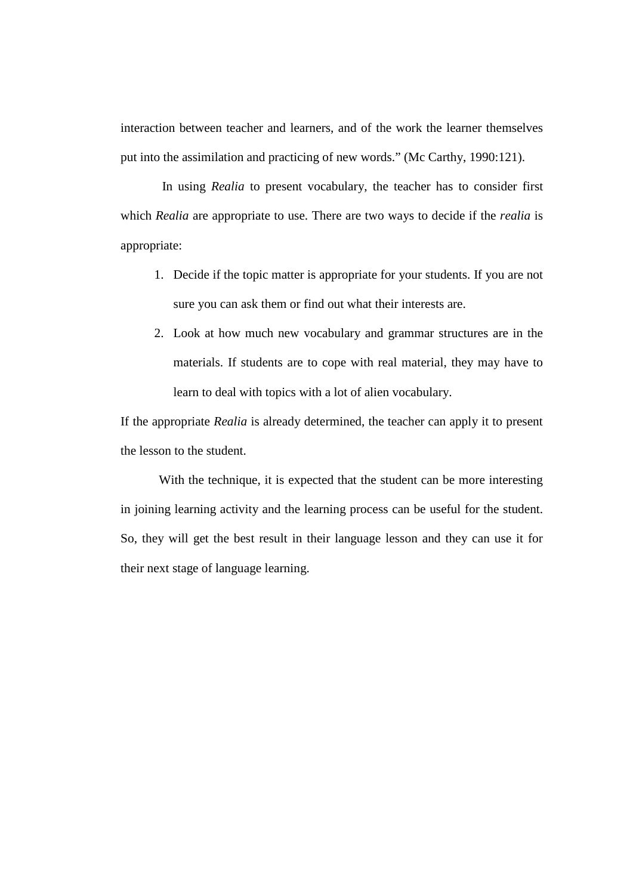interaction between teacher and learners, and of the work the learner themselves put into the assimilation and practicing of new words." (Mc Carthy, 1990:121).

In using *Realia* to present vocabulary, the teacher has to consider first which *Realia* are appropriate to use. There are two ways to decide if the *realia* is appropriate:

1. Decide if the topic matter is appropriate for your students. If you are not sure you can ask them or find out what their interests are.
2. Look at how much new vocabulary and grammar structures are in the materials. If students are to cope with real material, they may have to learn to deal with topics with a lot of alien vocabulary.

If the appropriate *Realia* is already determined, the teacher can apply it to present the lesson to the student.

With the technique, it is expected that the student can be more interesting in joining learning activity and the learning process can be useful for the student. So, they will get the best result in their language lesson and they can use it for their next stage of language learning.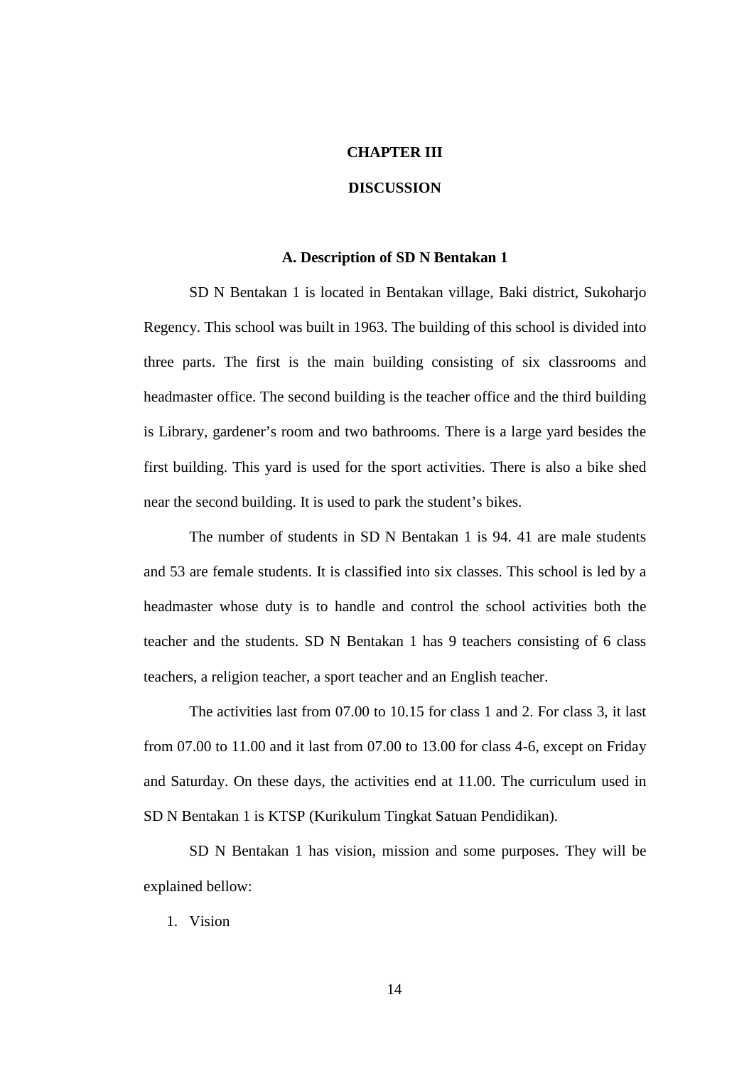# CHAPTER III

# DISCUSSION

## A. Description of SD N Bentakan 1

SD N Bentakan 1 is located in Bentakan village, Baki district, Sukoharjo Regency. This school was built in 1963. The building of this school is divided into three parts. The first is the main building consisting of six classrooms and headmaster office. The second building is the teacher office and the third building is Library, gardener's room and two bathrooms. There is a large yard besides the first building. This yard is used for the sport activities. There is also a bike shed near the second building. It is used to park the student's bikes.

The number of students in SD N Bentakan 1 is 94. 41 are male students and 53 are female students. It is classified into six classes. This school is led by a headmaster whose duty is to handle and control the school activities both the teacher and the students. SD N Bentakan 1 has 9 teachers consisting of 6 class teachers, a religion teacher, a sport teacher and an English teacher.

The activities last from 07.00 to 10.15 for class 1 and 2. For class 3, it last from 07.00 to 11.00 and it last from 07.00 to 13.00 for class 4-6, except on Friday and Saturday. On these days, the activities end at 11.00. The curriculum used in SD N Bentakan 1 is KTSP (Kurikulum Tingkat Satuan Pendidikan).

SD N Bentakan 1 has vision, mission and some purposes. They will be explained bellow:

1. Vision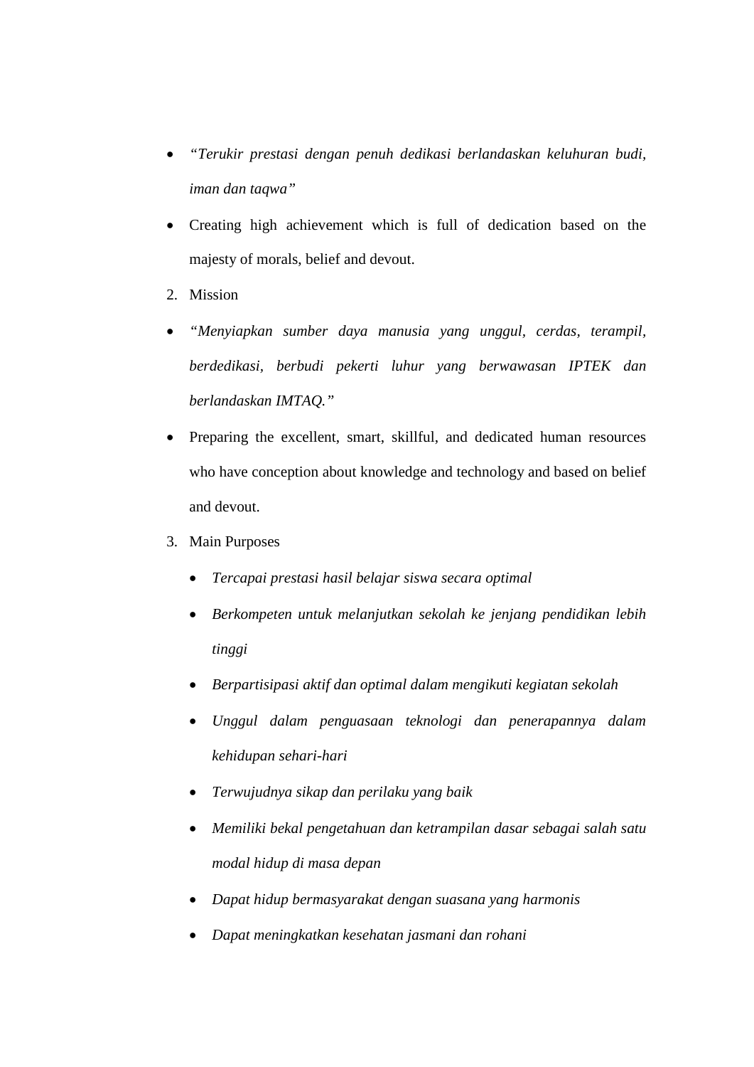- *"Terukir prestasi dengan penuh dedikasi berlandaskan keluhuran budi, iman dan taqwa"*
- Creating high achievement which is full of dedication based on the majesty of morals, belief and devout.

2. Mission

- *"Menyiapkan sumber daya manusia yang unggul, cerdas, terampil, berdedikasi, berbudi pekerti luhur yang berwawasan IPTEK dan berlandaskan IMTAQ."*
- Preparing the excellent, smart, skillful, and dedicated human resources who have conception about knowledge and technology and based on belief and devout.

3. Main Purposes

    - *Tercapai prestasi hasil belajar siswa secara optimal*
    - *Berkompeten untuk melanjutkan sekolah ke jenjang pendidikan lebih tinggi*
    - *Berpartisipasi aktif dan optimal dalam mengikuti kegiatan sekolah*
    - *Unggul dalam penguasaan teknologi dan penerapannya dalam kehidupan sehari-hari*
    - *Terwujudnya sikap dan perilaku yang baik*
    - *Memiliki bekal pengetahuan dan ketrampilan dasar sebagai salah satu modal hidup di masa depan*
    - *Dapat hidup bermasyarakat dengan suasana yang harmonis*
    - *Dapat meningkatkan kesehatan jasmani dan rohani*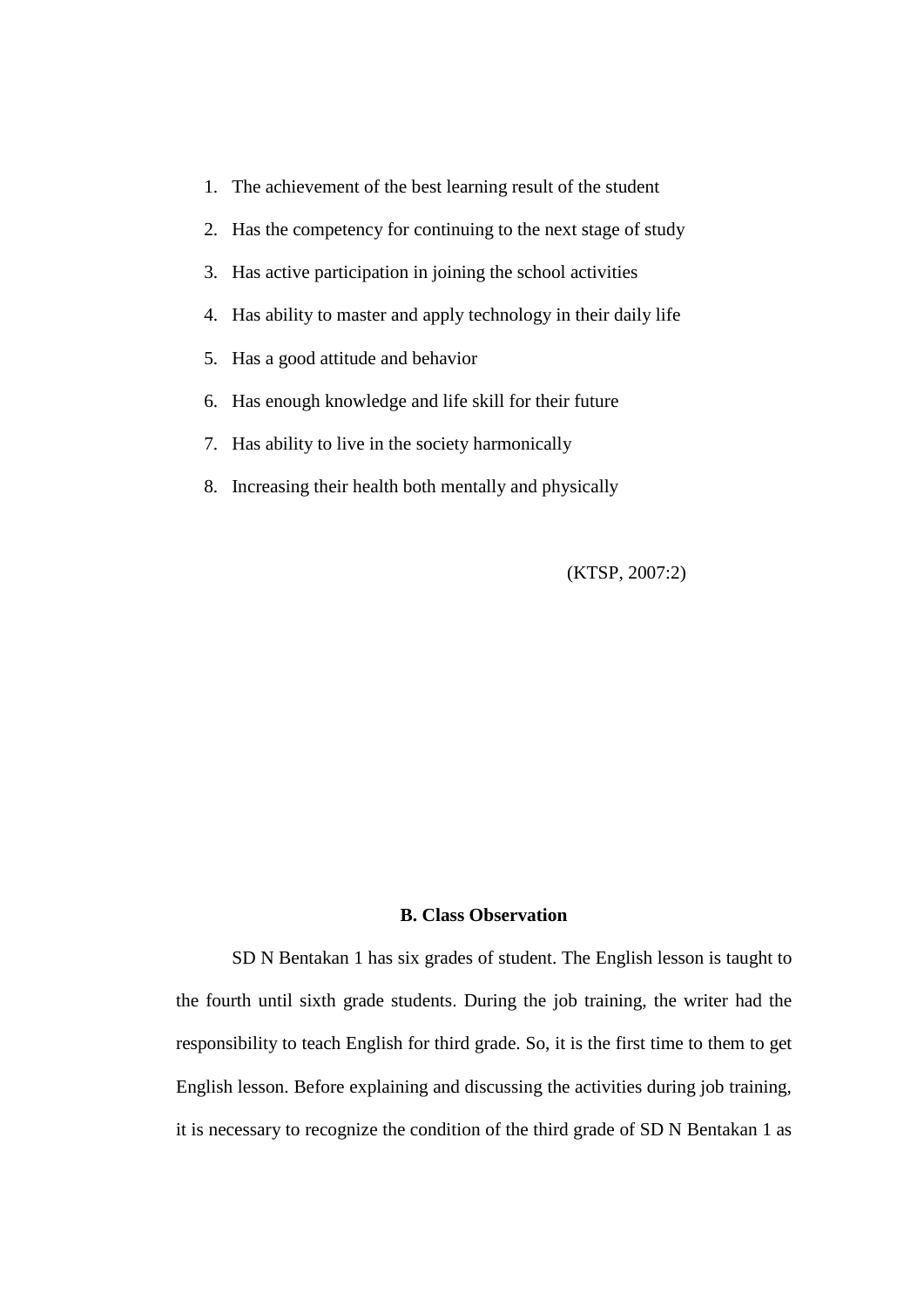1. The achievement of the best learning result of the student
2. Has the competency for continuing to the next stage of study
3. Has active participation in joining the school activities
4. Has ability to master and apply technology in their daily life
5. Has a good attitude and behavior
6. Has enough knowledge and life skill for their future
7. Has ability to live in the society harmonically
8. Increasing their health both mentally and physically

(KTSP, 2007:2)

## B. Class Observation

SD N Bentakan 1 has six grades of student. The English lesson is taught to the fourth until sixth grade students. During the job training, the writer had the responsibility to teach English for third grade. So, it is the first time to them to get English lesson. Before explaining and discussing the activities during job training, it is necessary to recognize the condition of the third grade of SD N Bentakan 1 as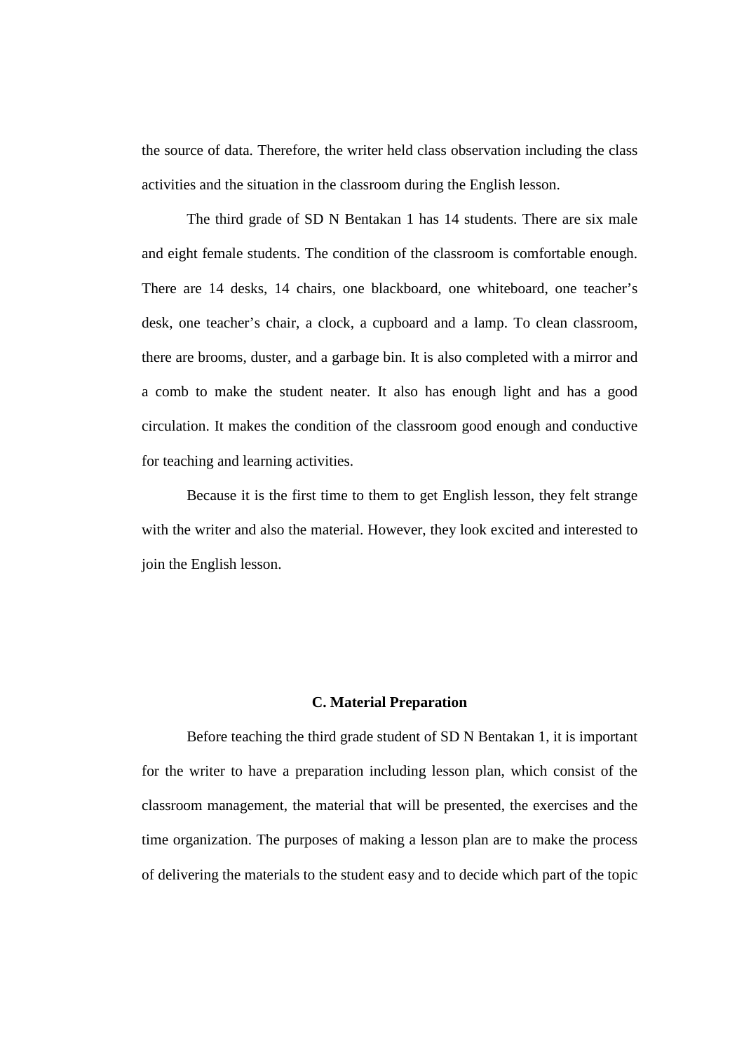the source of data. Therefore, the writer held class observation including the class activities and the situation in the classroom during the English lesson.

The third grade of SD N Bentakan 1 has 14 students. There are six male and eight female students. The condition of the classroom is comfortable enough. There are 14 desks, 14 chairs, one blackboard, one whiteboard, one teacher's desk, one teacher's chair, a clock, a cupboard and a lamp. To clean classroom, there are brooms, duster, and a garbage bin. It is also completed with a mirror and a comb to make the student neater. It also has enough light and has a good circulation. It makes the condition of the classroom good enough and conductive for teaching and learning activities.

Because it is the first time to them to get English lesson, they felt strange with the writer and also the material. However, they look excited and interested to join the English lesson.

## C. Material Preparation

Before teaching the third grade student of SD N Bentakan 1, it is important for the writer to have a preparation including lesson plan, which consist of the classroom management, the material that will be presented, the exercises and the time organization. The purposes of making a lesson plan are to make the process of delivering the materials to the student easy and to decide which part of the topic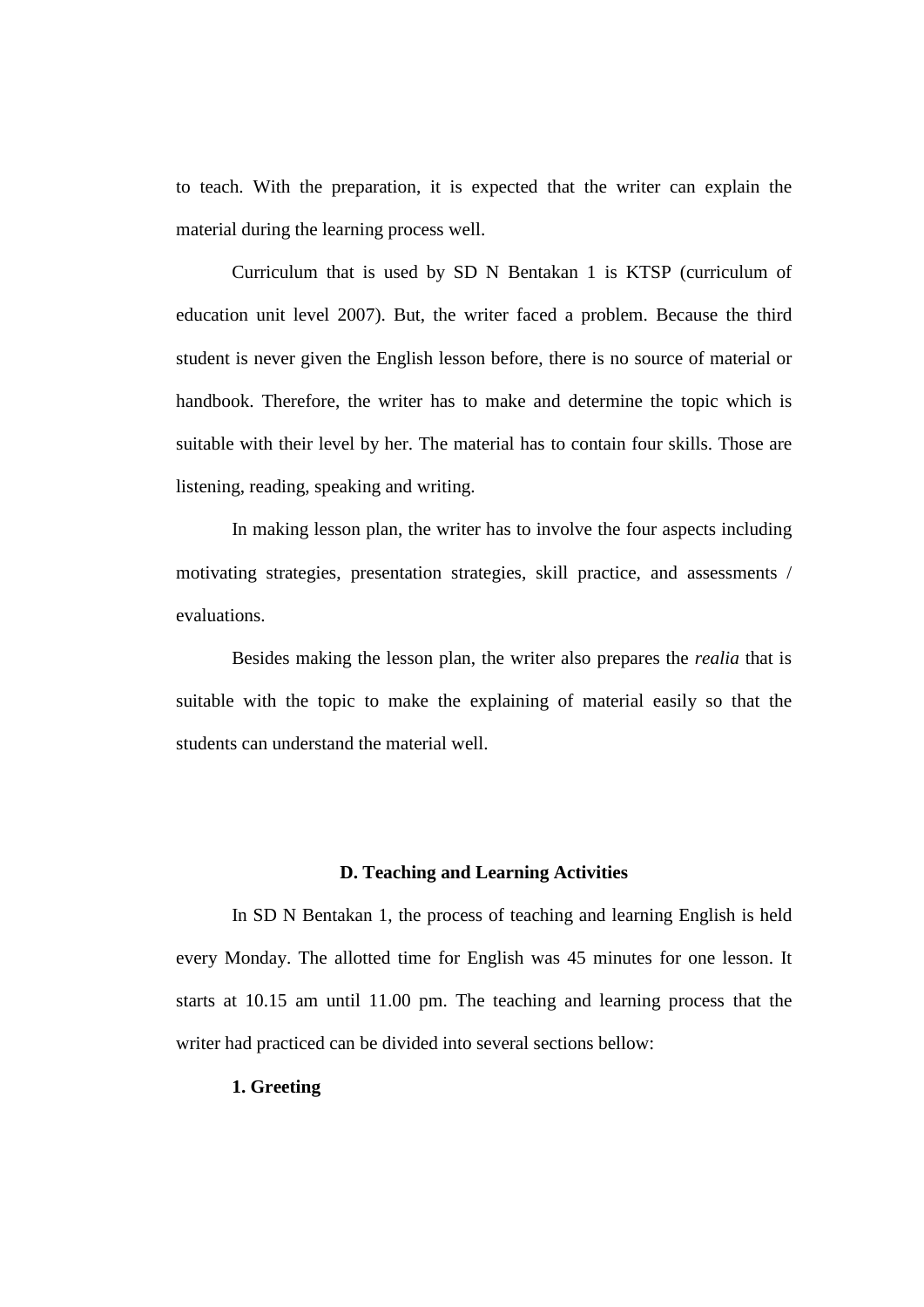to teach. With the preparation, it is expected that the writer can explain the material during the learning process well.

Curriculum that is used by SD N Bentakan 1 is KTSP (curriculum of education unit level 2007). But, the writer faced a problem. Because the third student is never given the English lesson before, there is no source of material or handbook. Therefore, the writer has to make and determine the topic which is suitable with their level by her. The material has to contain four skills. Those are listening, reading, speaking and writing.

In making lesson plan, the writer has to involve the four aspects including motivating strategies, presentation strategies, skill practice, and assessments / evaluations.

Besides making the lesson plan, the writer also prepares the *realia* that is suitable with the topic to make the explaining of material easily so that the students can understand the material well.

## D. Teaching and Learning Activities

In SD N Bentakan 1, the process of teaching and learning English is held every Monday. The allotted time for English was 45 minutes for one lesson. It starts at 10.15 am until 11.00 pm. The teaching and learning process that the writer had practiced can be divided into several sections bellow:

### 1. Greeting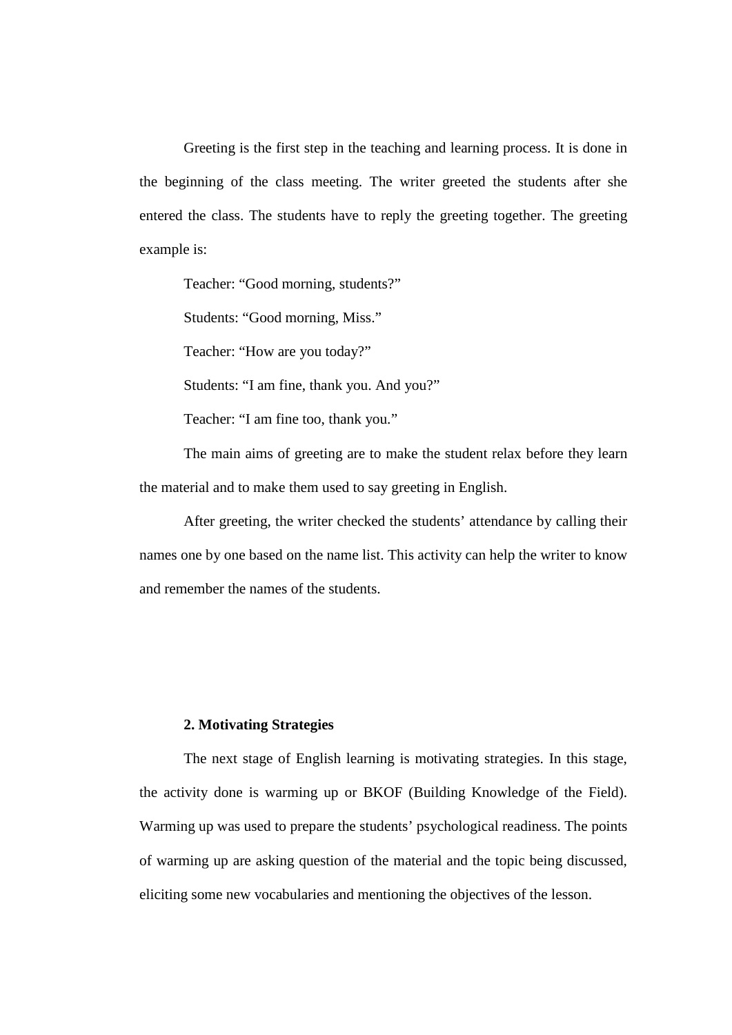Greeting is the first step in the teaching and learning process. It is done in the beginning of the class meeting. The writer greeted the students after she entered the class. The students have to reply the greeting together. The greeting example is:

Teacher: "Good morning, students?"

Students: "Good morning, Miss."

Teacher: "How are you today?"

Students: "I am fine, thank you. And you?"

Teacher: "I am fine too, thank you."

The main aims of greeting are to make the student relax before they learn the material and to make them used to say greeting in English.

After greeting, the writer checked the students' attendance by calling their names one by one based on the name list. This activity can help the writer to know and remember the names of the students.

**2. Motivating Strategies**

The next stage of English learning is motivating strategies. In this stage, the activity done is warming up or BKOF (Building Knowledge of the Field). Warming up was used to prepare the students' psychological readiness. The points of warming up are asking question of the material and the topic being discussed, eliciting some new vocabularies and mentioning the objectives of the lesson.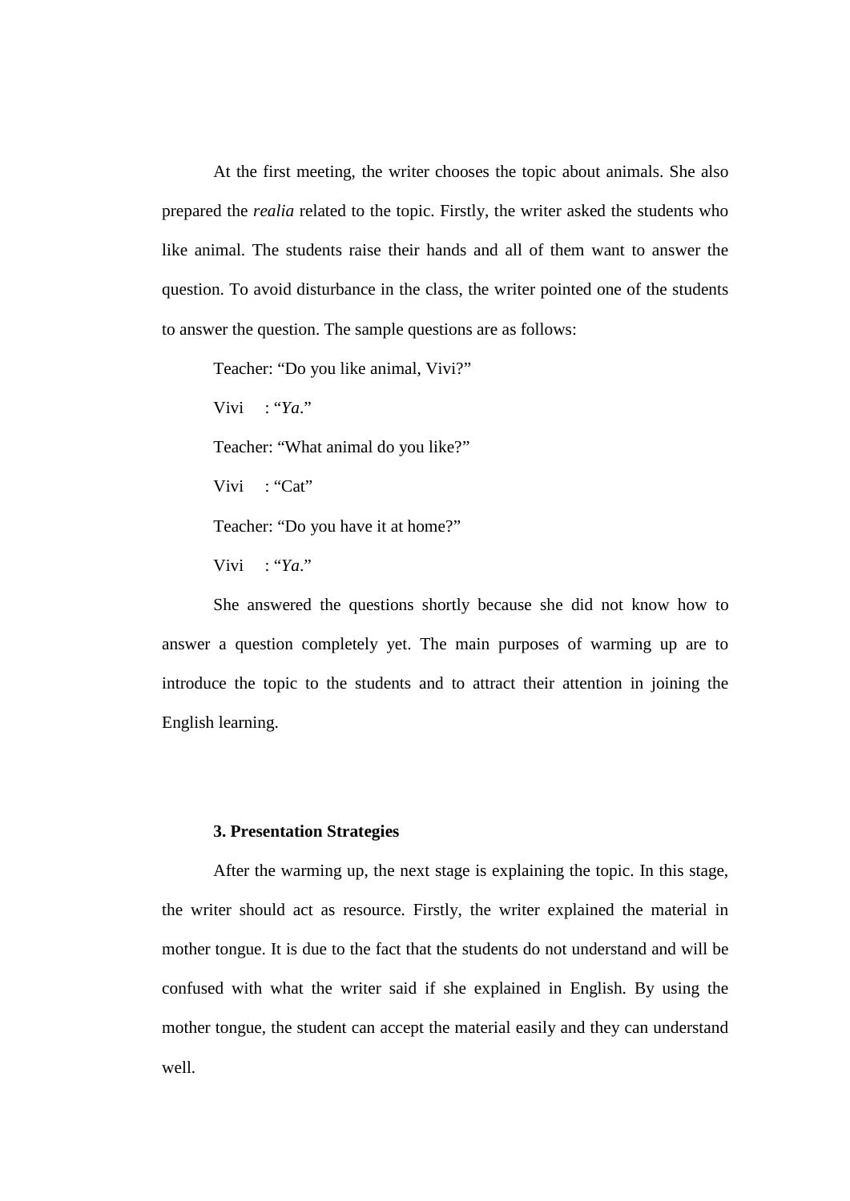At the first meeting, the writer chooses the topic about animals. She also prepared the *realia* related to the topic. Firstly, the writer asked the students who like animal. The students raise their hands and all of them want to answer the question. To avoid disturbance in the class, the writer pointed one of the students to answer the question. The sample questions are as follows:

Teacher: “Do you like animal, Vivi?”

Vivi : “*Ya*.”

Teacher: “What animal do you like?”

Vivi : “Cat”

Teacher: “Do you have it at home?”

Vivi : “*Ya*.”

She answered the questions shortly because she did not know how to answer a question completely yet. The main purposes of warming up are to introduce the topic to the students and to attract their attention in joining the English learning.

**3. Presentation Strategies**

After the warming up, the next stage is explaining the topic. In this stage, the writer should act as resource. Firstly, the writer explained the material in mother tongue. It is due to the fact that the students do not understand and will be confused with what the writer said if she explained in English. By using the mother tongue, the student can accept the material easily and they can understand well.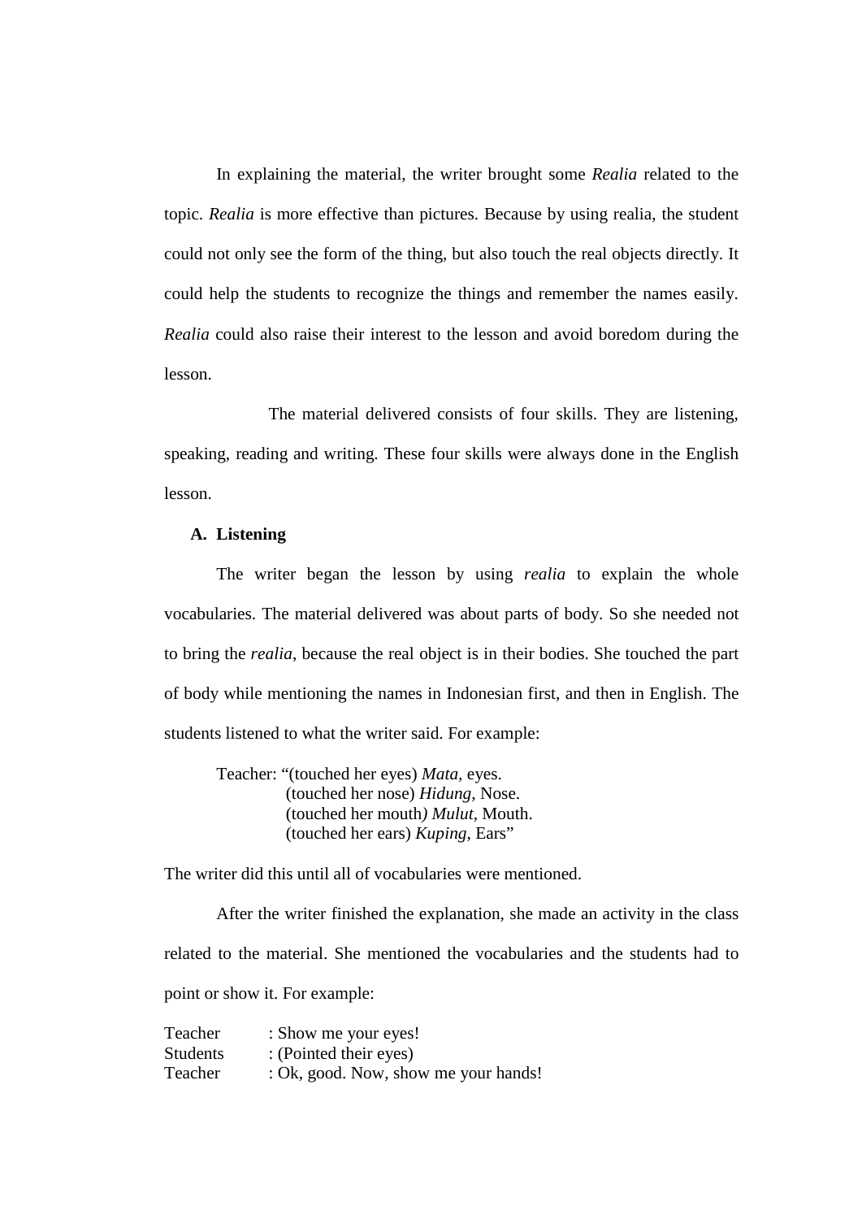In explaining the material, the writer brought some *Realia* related to the topic. *Realia* is more effective than pictures. Because by using realia, the student could not only see the form of the thing, but also touch the real objects directly. It could help the students to recognize the things and remember the names easily. *Realia* could also raise their interest to the lesson and avoid boredom during the lesson.

The material delivered consists of four skills. They are listening, speaking, reading and writing. These four skills were always done in the English lesson.

**A. Listening**

The writer began the lesson by using *realia* to explain the whole vocabularies. The material delivered was about parts of body. So she needed not to bring the *realia*, because the real object is in their bodies. She touched the part of body while mentioning the names in Indonesian first, and then in English. The students listened to what the writer said. For example:

Teacher: "(touched her eyes) *Mata*, eyes.
(touched her nose) *Hidung*, Nose.
(touched her mouth*)* *Mulut*, Mouth.
(touched her ears) *Kuping*, Ears"

The writer did this until all of vocabularies were mentioned.

After the writer finished the explanation, she made an activity in the class related to the material. She mentioned the vocabularies and the students had to point or show it. For example:

Teacher : Show me your eyes!
Students : (Pointed their eyes)
Teacher : Ok, good. Now, show me your hands!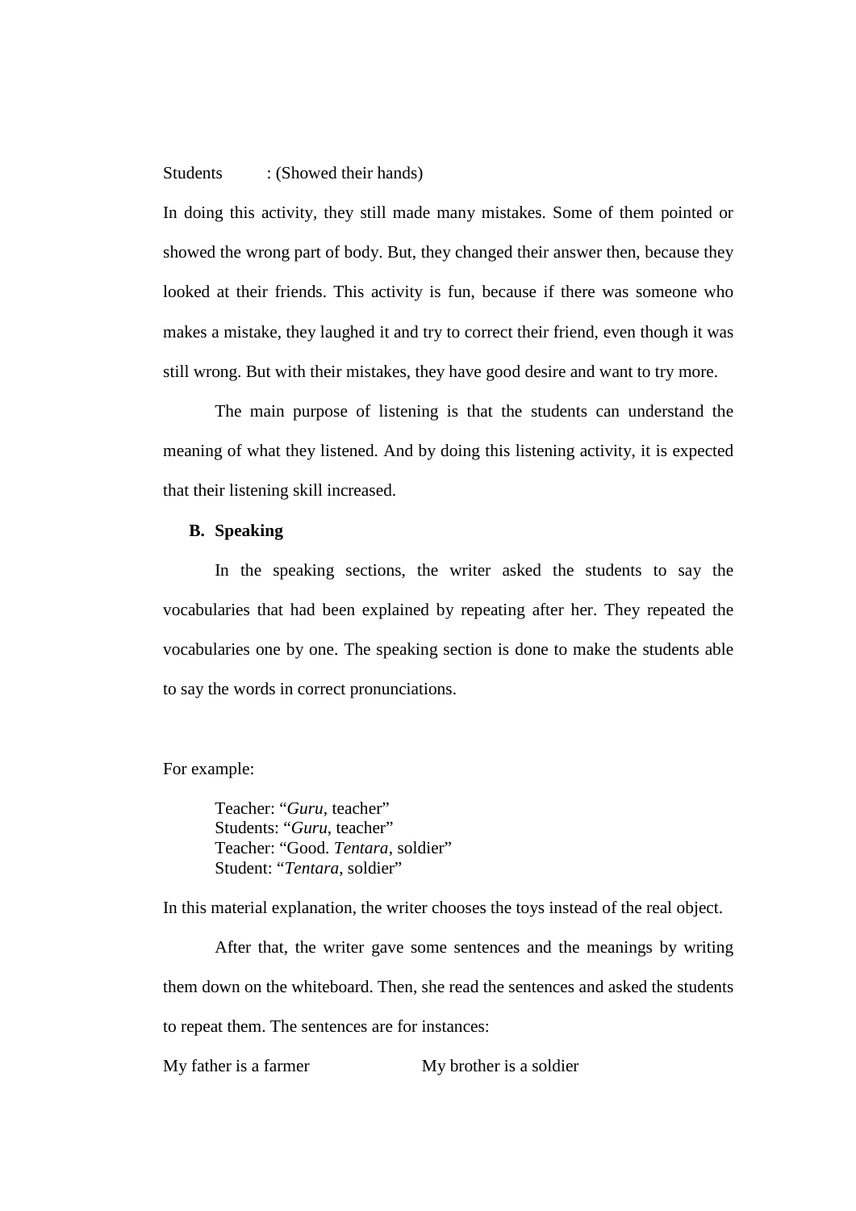Students : (Showed their hands)

In doing this activity, they still made many mistakes. Some of them pointed or showed the wrong part of body. But, they changed their answer then, because they looked at their friends. This activity is fun, because if there was someone who makes a mistake, they laughed it and try to correct their friend, even though it was still wrong. But with their mistakes, they have good desire and want to try more.

The main purpose of listening is that the students can understand the meaning of what they listened. And by doing this listening activity, it is expected that their listening skill increased.

**B. Speaking**

In the speaking sections, the writer asked the students to say the vocabularies that had been explained by repeating after her. They repeated the vocabularies one by one. The speaking section is done to make the students able to say the words in correct pronunciations.

For example:

Teacher: "*Guru*, teacher"
Students: "*Guru*, teacher"
Teacher: "Good. *Tentara*, soldier"
Student: "*Tentara*, soldier"

In this material explanation, the writer chooses the toys instead of the real object.

After that, the writer gave some sentences and the meanings by writing them down on the whiteboard. Then, she read the sentences and asked the students to repeat them. The sentences are for instances:

My father is a farmer    My brother is a soldier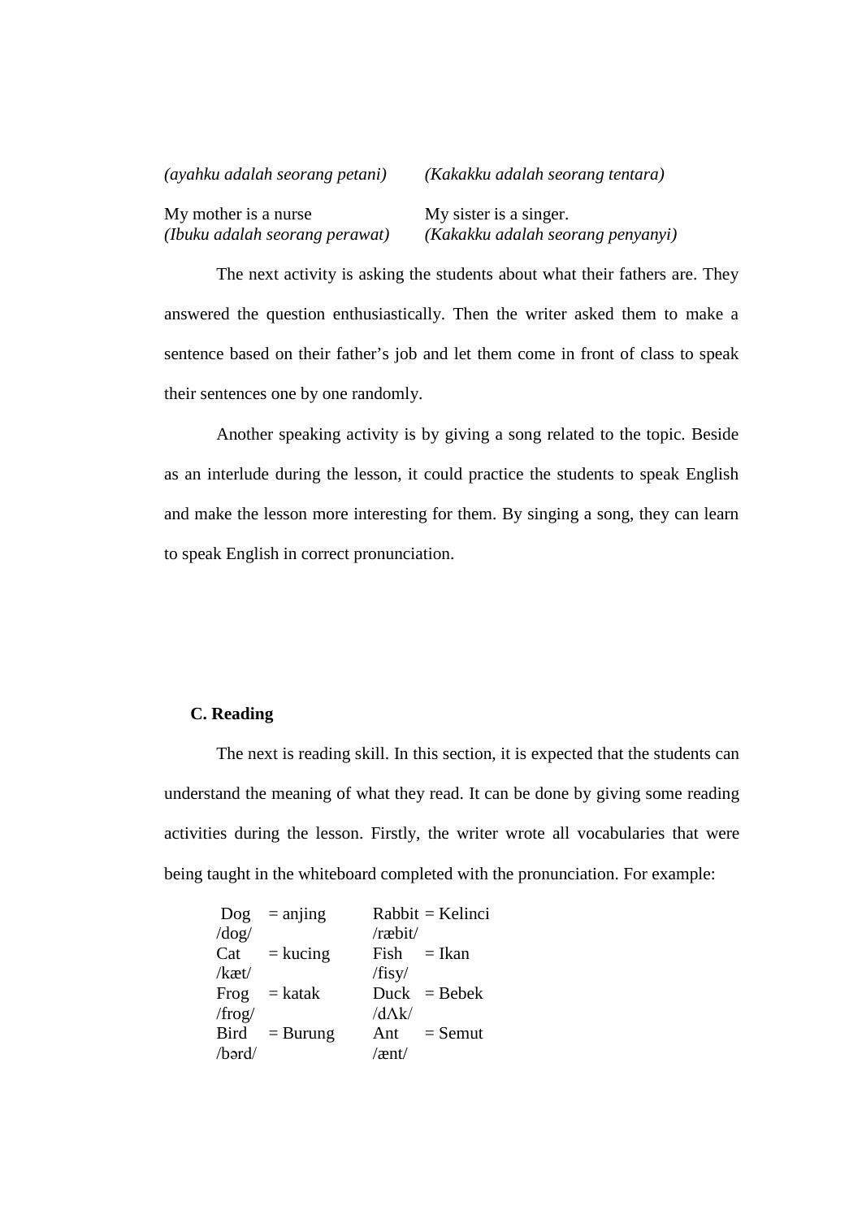| *(ayahku adalah seorang petani)* | *(Kakakku adalah seorang tentara)* |
|---|---|
| My mother is a nurse<br>*(Ibuku adalah seorang perawat)* | My sister is a singer.<br>*(Kakakku adalah seorang penyanyi)* |

The next activity is asking the students about what their fathers are. They answered the question enthusiastically. Then the writer asked them to make a sentence based on their father's job and let them come in front of class to speak their sentences one by one randomly.

Another speaking activity is by giving a song related to the topic. Beside as an interlude during the lesson, it could practice the students to speak English and make the lesson more interesting for them. By singing a song, they can learn to speak English in correct pronunciation.

**C. Reading**

The next is reading skill. In this section, it is expected that the students can understand the meaning of what they read. It can be done by giving some reading activities during the lesson. Firstly, the writer wrote all vocabularies that were being taught in the whiteboard completed with the pronunciation. For example:

| | | | |
|---|---|---|---|
| Dog<br>/dog/ | = anjing | Rabbit<br>/ræbit/ | = Kelinci |
| Cat<br>/kæt/ | = kucing | Fish<br>/fisy/ | = Ikan |
| Frog<br>/frog/ | = katak | Duck<br>/dΛk/ | = Bebek |
| Bird<br>/bərd/ | = Burung | Ant<br>/ænt/ | = Semut |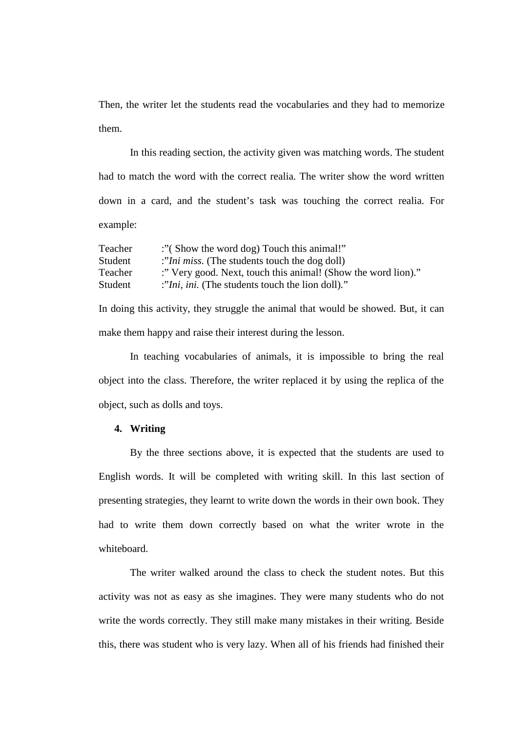Then, the writer let the students read the vocabularies and they had to memorize them.

In this reading section, the activity given was matching words. The student had to match the word with the correct realia. The writer show the word written down in a card, and the student's task was touching the correct realia. For example:

Teacher :"( Show the word dog) Touch this animal!"
Student :"*Ini miss.* (The students touch the dog doll)
Teacher :" Very good. Next, touch this animal! (Show the word lion)."
Student :"*Ini, ini.* (The students touch the lion doll)."

In doing this activity, they struggle the animal that would be showed. But, it can make them happy and raise their interest during the lesson.

In teaching vocabularies of animals, it is impossible to bring the real object into the class. Therefore, the writer replaced it by using the replica of the object, such as dolls and toys.

**4. Writing**

By the three sections above, it is expected that the students are used to English words. It will be completed with writing skill. In this last section of presenting strategies, they learnt to write down the words in their own book. They had to write them down correctly based on what the writer wrote in the whiteboard.

The writer walked around the class to check the student notes. But this activity was not as easy as she imagines. They were many students who do not write the words correctly. They still make many mistakes in their writing. Beside this, there was student who is very lazy. When all of his friends had finished their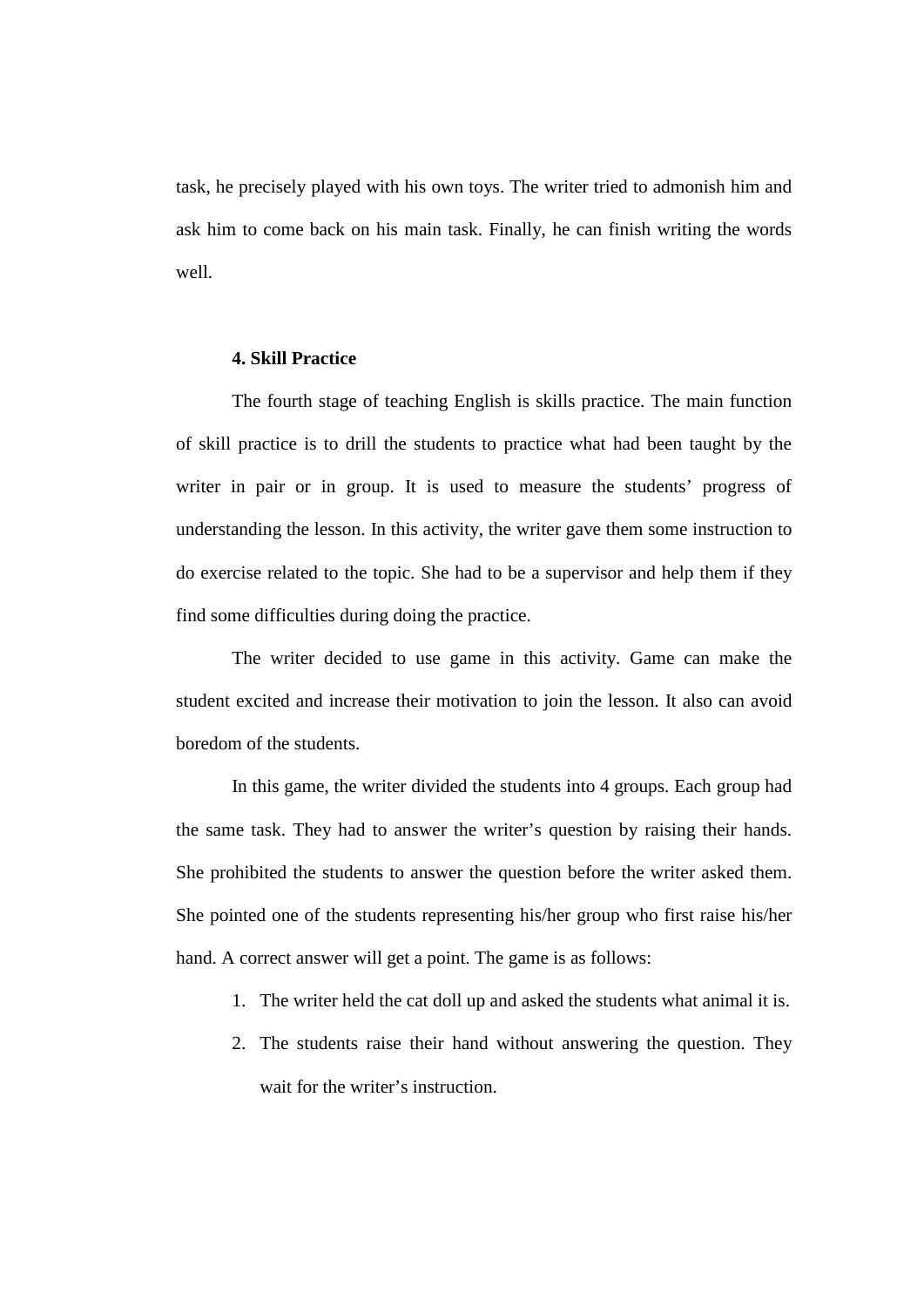task, he precisely played with his own toys. The writer tried to admonish him and ask him to come back on his main task. Finally, he can finish writing the words well.

**4. Skill Practice**

The fourth stage of teaching English is skills practice. The main function of skill practice is to drill the students to practice what had been taught by the writer in pair or in group. It is used to measure the students' progress of understanding the lesson. In this activity, the writer gave them some instruction to do exercise related to the topic. She had to be a supervisor and help them if they find some difficulties during doing the practice.

The writer decided to use game in this activity. Game can make the student excited and increase their motivation to join the lesson. It also can avoid boredom of the students.

In this game, the writer divided the students into 4 groups. Each group had the same task. They had to answer the writer's question by raising their hands. She prohibited the students to answer the question before the writer asked them. She pointed one of the students representing his/her group who first raise his/her hand. A correct answer will get a point. The game is as follows:

1. The writer held the cat doll up and asked the students what animal it is.
2. The students raise their hand without answering the question. They wait for the writer's instruction.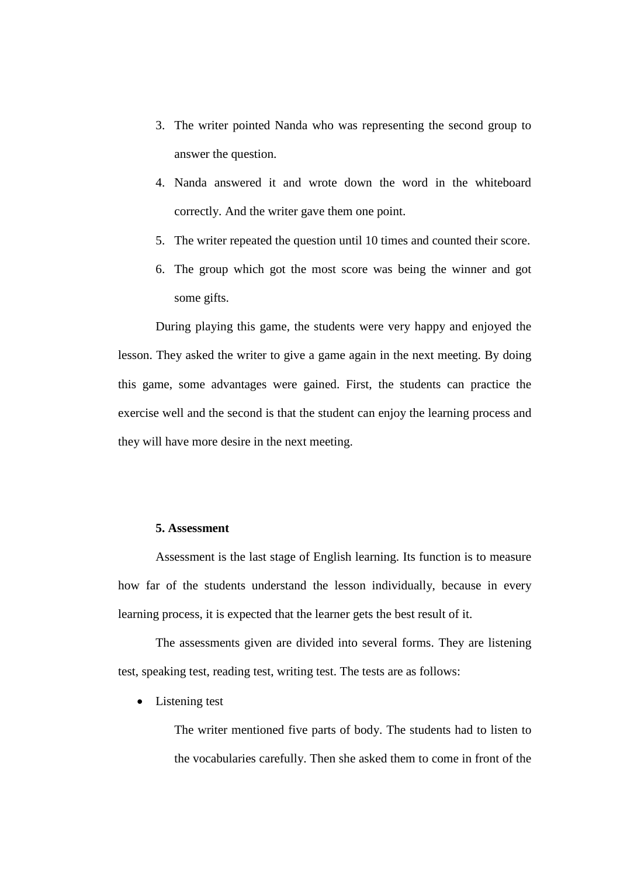3. The writer pointed Nanda who was representing the second group to answer the question.
4. Nanda answered it and wrote down the word in the whiteboard correctly. And the writer gave them one point.
5. The writer repeated the question until 10 times and counted their score.
6. The group which got the most score was being the winner and got some gifts.

During playing this game, the students were very happy and enjoyed the lesson. They asked the writer to give a game again in the next meeting. By doing this game, some advantages were gained. First, the students can practice the exercise well and the second is that the student can enjoy the learning process and they will have more desire in the next meeting.

**5. Assessment**

Assessment is the last stage of English learning. Its function is to measure how far of the students understand the lesson individually, because in every learning process, it is expected that the learner gets the best result of it.

The assessments given are divided into several forms. They are listening test, speaking test, reading test, writing test. The tests are as follows:

- Listening test

  The writer mentioned five parts of body. The students had to listen to the vocabularies carefully. Then she asked them to come in front of the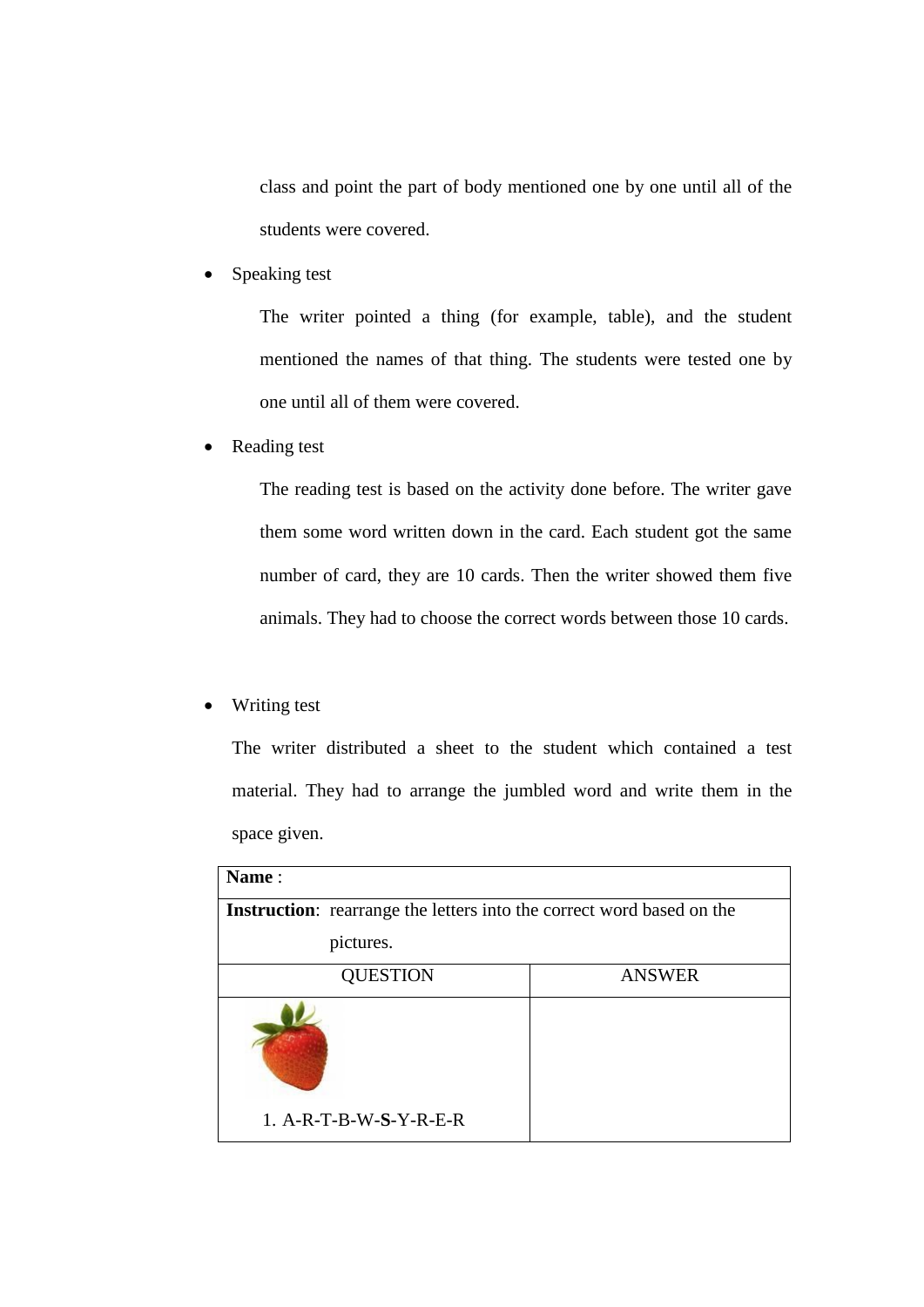class and point the part of body mentioned one by one until all of the students were covered.

- Speaking test

  The writer pointed a thing (for example, table), and the student mentioned the names of that thing. The students were tested one by one until all of them were covered.

- Reading test

  The reading test is based on the activity done before. The writer gave them some word written down in the card. Each student got the same number of card, they are 10 cards. Then the writer showed them five animals. They had to choose the correct words between those 10 cards.

- Writing test

  The writer distributed a sheet to the student which contained a test material. They had to arrange the jumbled word and write them in the space given.

| **Name** : | |
|---|---|
| **Instruction**: rearrange the letters into the correct word based on the pictures. | |
| QUESTION | ANSWER |
| 1. A-R-T-B-W-**S**-Y-R-E-R | |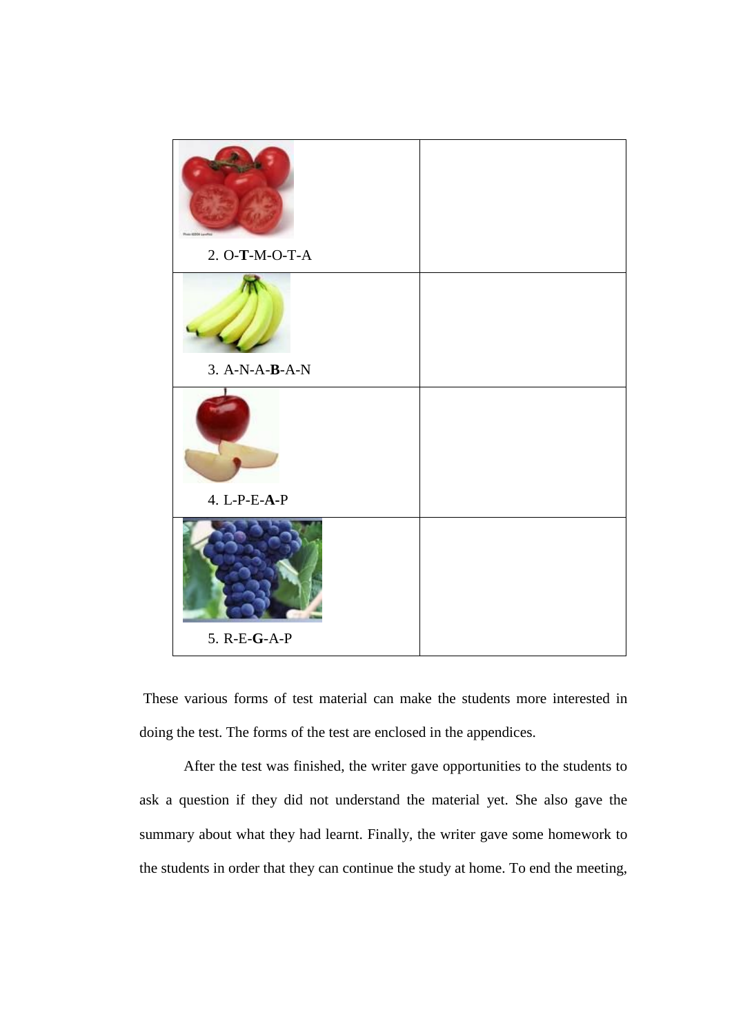| | |
|---|---|
| 2. O-**T**-M-O-T-A | |
| 3. A-N-A-**B**-A-N | |
| 4. L-P-E-**A**-P | |
| 5. R-E-**G**-A-P | |

These various forms of test material can make the students more interested in doing the test. The forms of the test are enclosed in the appendices.

After the test was finished, the writer gave opportunities to the students to ask a question if they did not understand the material yet. She also gave the summary about what they had learnt. Finally, the writer gave some homework to the students in order that they can continue the study at home. To end the meeting,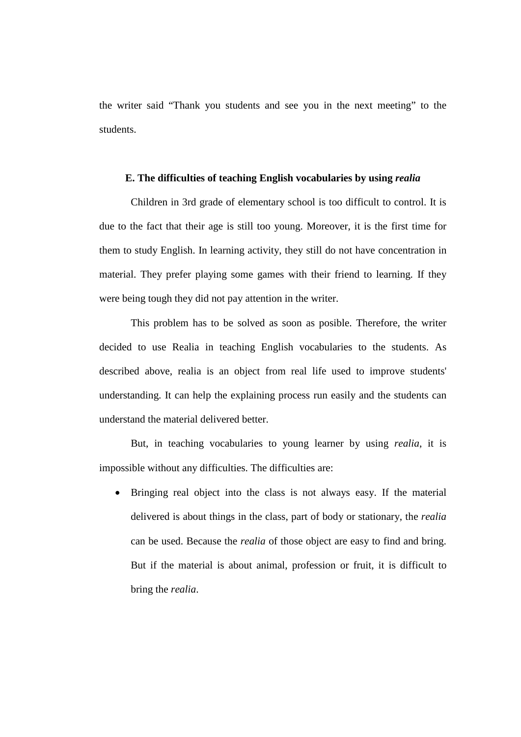the writer said “Thank you students and see you in the next meeting” to the students.

### E. The difficulties of teaching English vocabularies by using *realia*

Children in 3rd grade of elementary school is too difficult to control. It is due to the fact that their age is still too young. Moreover, it is the first time for them to study English. In learning activity, they still do not have concentration in material. They prefer playing some games with their friend to learning. If they were being tough they did not pay attention in the writer.

This problem has to be solved as soon as posible. Therefore, the writer decided to use Realia in teaching English vocabularies to the students. As described above, realia is an object from real life used to improve students' understanding. It can help the explaining process run easily and the students can understand the material delivered better.

But, in teaching vocabularies to young learner by using *realia*, it is impossible without any difficulties. The difficulties are:

- Bringing real object into the class is not always easy. If the material delivered is about things in the class, part of body or stationary, the *realia* can be used. Because the *realia* of those object are easy to find and bring. But if the material is about animal, profession or fruit, it is difficult to bring the *realia*.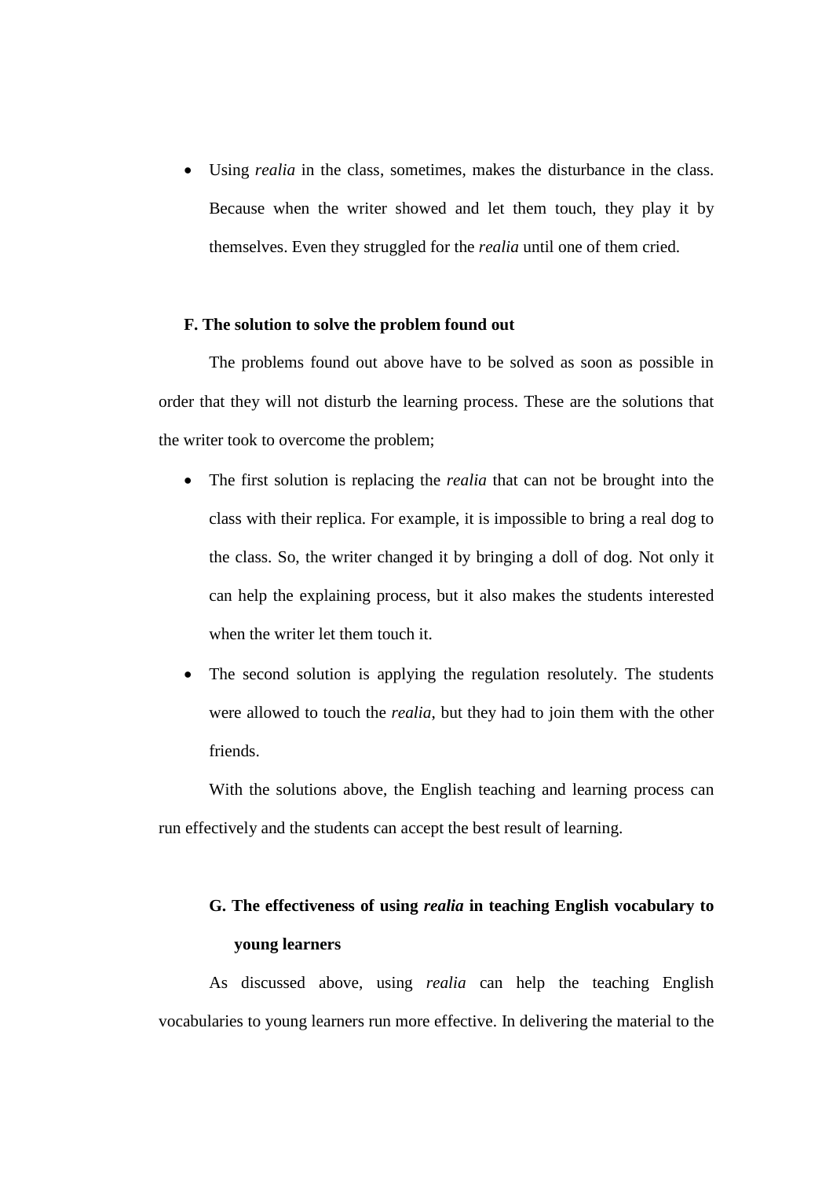- Using *realia* in the class, sometimes, makes the disturbance in the class. Because when the writer showed and let them touch, they play it by themselves. Even they struggled for the *realia* until one of them cried.

### F. The solution to solve the problem found out

The problems found out above have to be solved as soon as possible in order that they will not disturb the learning process. These are the solutions that the writer took to overcome the problem;

- The first solution is replacing the *realia* that can not be brought into the class with their replica. For example, it is impossible to bring a real dog to the class. So, the writer changed it by bringing a doll of dog. Not only it can help the explaining process, but it also makes the students interested when the writer let them touch it.
- The second solution is applying the regulation resolutely. The students were allowed to touch the *realia*, but they had to join them with the other friends.

With the solutions above, the English teaching and learning process can run effectively and the students can accept the best result of learning.

### G. The effectiveness of using *realia* in teaching English vocabulary to young learners

As discussed above, using *realia* can help the teaching English vocabularies to young learners run more effective. In delivering the material to the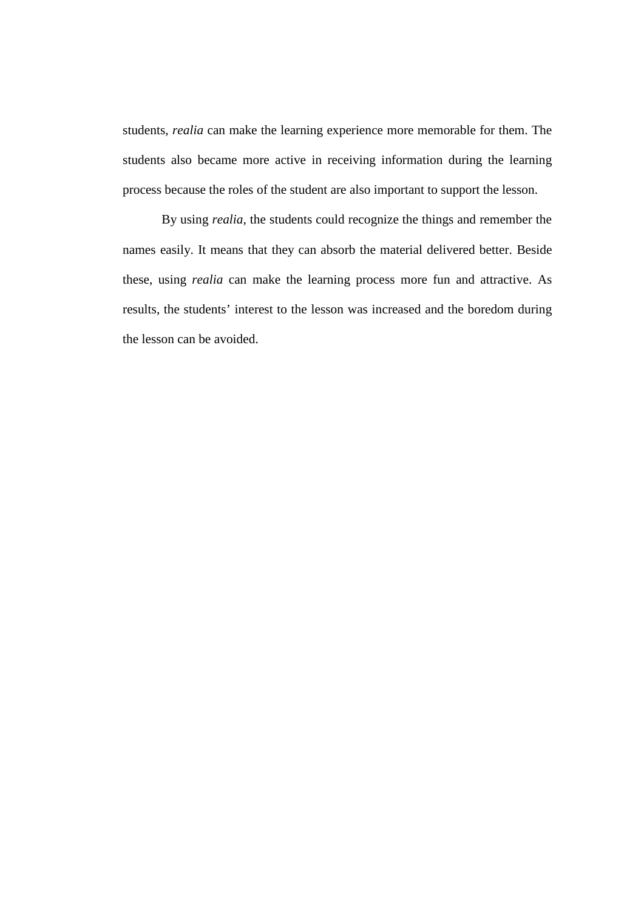students, *realia* can make the learning experience more memorable for them. The students also became more active in receiving information during the learning process because the roles of the student are also important to support the lesson.

By using *realia*, the students could recognize the things and remember the names easily. It means that they can absorb the material delivered better. Beside these, using *realia* can make the learning process more fun and attractive. As results, the students' interest to the lesson was increased and the boredom during the lesson can be avoided.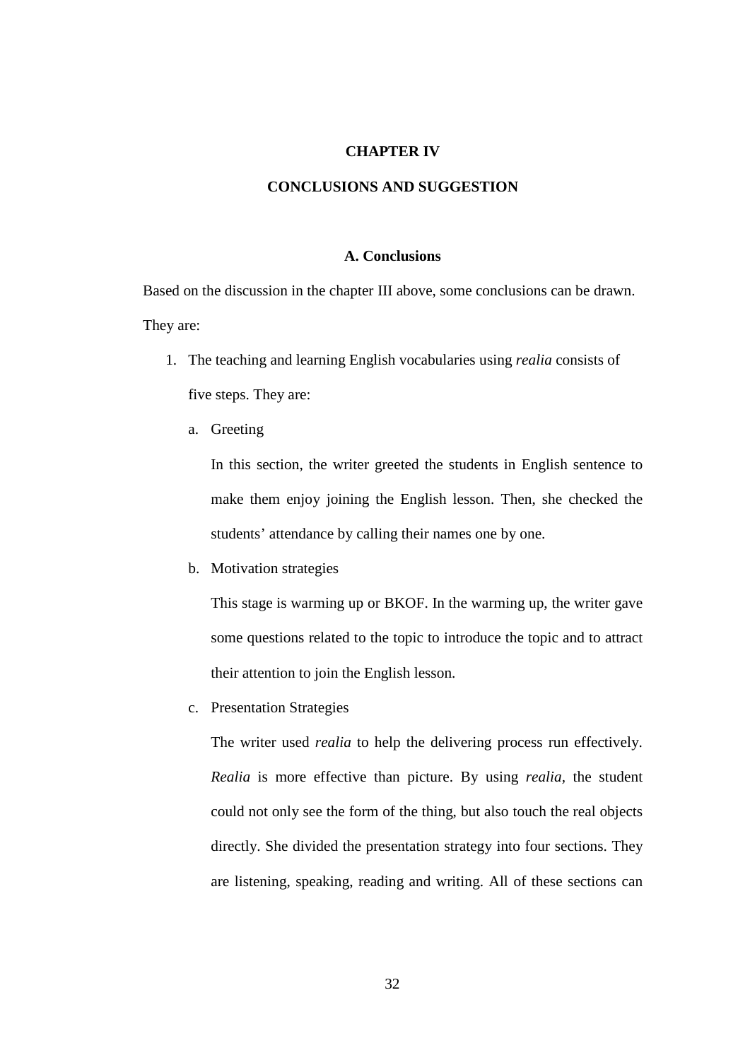# CHAPTER IV

# CONCLUSIONS AND SUGGESTION

## A. Conclusions

Based on the discussion in the chapter III above, some conclusions can be drawn. They are:

1. The teaching and learning English vocabularies using *realia* consists of five steps. They are:

   a. Greeting

      In this section, the writer greeted the students in English sentence to make them enjoy joining the English lesson. Then, she checked the students' attendance by calling their names one by one.

   b. Motivation strategies

      This stage is warming up or BKOF. In the warming up, the writer gave some questions related to the topic to introduce the topic and to attract their attention to join the English lesson.

   c. Presentation Strategies

      The writer used *realia* to help the delivering process run effectively. *Realia* is more effective than picture. By using *realia*, the student could not only see the form of the thing, but also touch the real objects directly. She divided the presentation strategy into four sections. They are listening, speaking, reading and writing. All of these sections can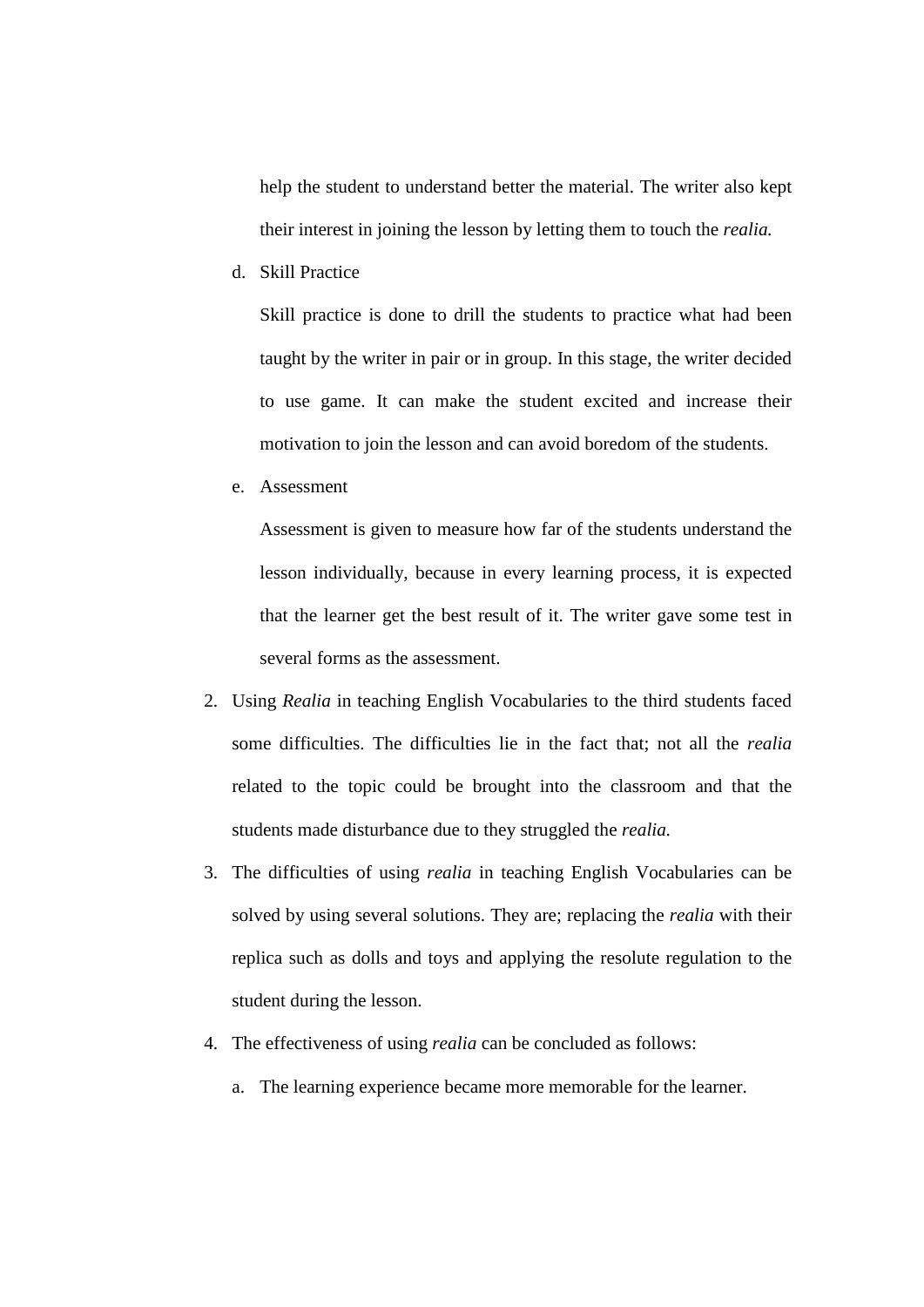help the student to understand better the material. The writer also kept their interest in joining the lesson by letting them to touch the *realia.*

d. Skill Practice

   Skill practice is done to drill the students to practice what had been taught by the writer in pair or in group. In this stage, the writer decided to use game. It can make the student excited and increase their motivation to join the lesson and can avoid boredom of the students.

e. Assessment

   Assessment is given to measure how far of the students understand the lesson individually, because in every learning process, it is expected that the learner get the best result of it. The writer gave some test in several forms as the assessment.

2. Using *Realia* in teaching English Vocabularies to the third students faced some difficulties. The difficulties lie in the fact that; not all the *realia* related to the topic could be brought into the classroom and that the students made disturbance due to they struggled the *realia.*
3. The difficulties of using *realia* in teaching English Vocabularies can be solved by using several solutions. They are; replacing the *realia* with their replica such as dolls and toys and applying the resolute regulation to the student during the lesson.
4. The effectiveness of using *realia* can be concluded as follows:
   a. The learning experience became more memorable for the learner.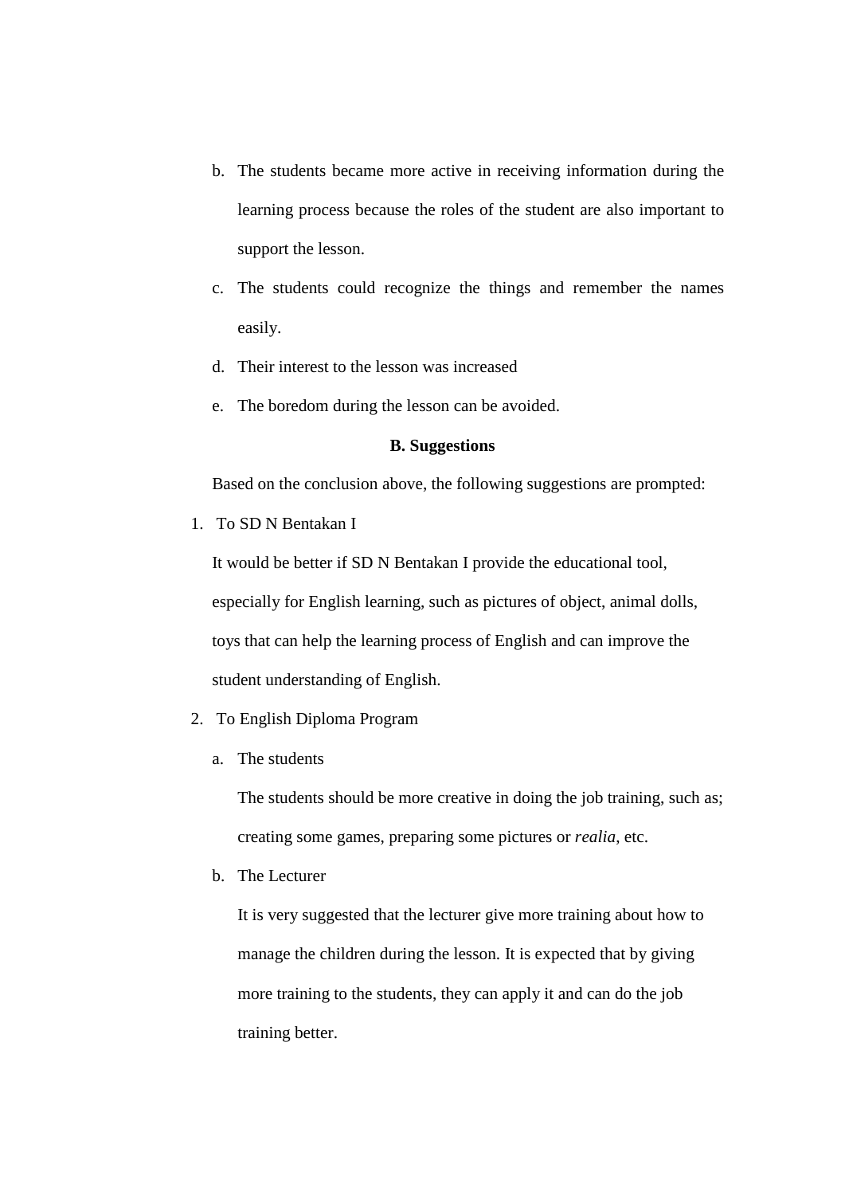b. The students became more active in receiving information during the learning process because the roles of the student are also important to support the lesson.

c. The students could recognize the things and remember the names easily.

d. Their interest to the lesson was increased

e. The boredom during the lesson can be avoided.

## B. Suggestions

Based on the conclusion above, the following suggestions are prompted:

1. To SD N Bentakan I

   It would be better if SD N Bentakan I provide the educational tool, especially for English learning, such as pictures of object, animal dolls, toys that can help the learning process of English and can improve the student understanding of English.

2. To English Diploma Program

   a. The students

      The students should be more creative in doing the job training, such as; creating some games, preparing some pictures or *realia*, etc.

   b. The Lecturer

      It is very suggested that the lecturer give more training about how to manage the children during the lesson. It is expected that by giving more training to the students, they can apply it and can do the job training better.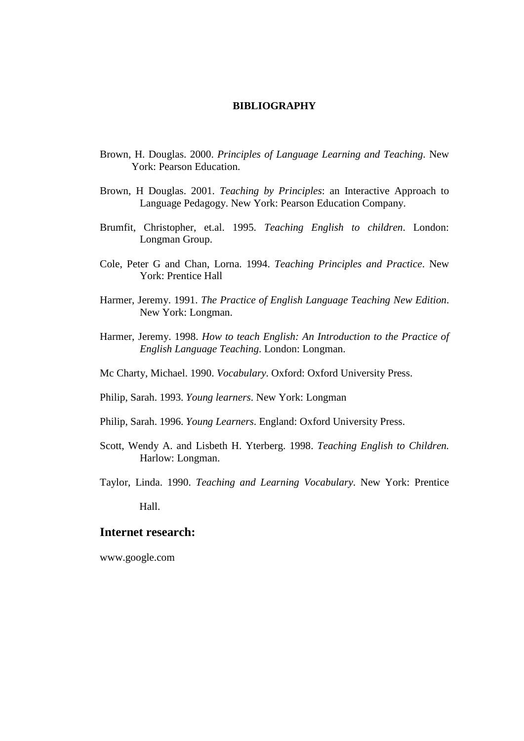# BIBLIOGRAPHY

Brown, H. Douglas. 2000. *Principles of Language Learning and Teaching*. New York: Pearson Education.

Brown, H Douglas. 2001. *Teaching by Principles*: an Interactive Approach to Language Pedagogy. New York: Pearson Education Company.

Brumfit, Christopher, et.al. 1995. *Teaching English to children*. London: Longman Group.

Cole, Peter G and Chan, Lorna. 1994. *Teaching Principles and Practice*. New York: Prentice Hall

Harmer, Jeremy. 1991. *The Practice of English Language Teaching New Edition*. New York: Longman.

Harmer, Jeremy. 1998. *How to teach English: An Introduction to the Practice of English Language Teaching*. London: Longman.

Mc Charty, Michael. 1990. *Vocabulary*. Oxford: Oxford University Press.

Philip, Sarah. 1993. *Young learners*. New York: Longman

Philip, Sarah. 1996. *Young Learners*. England: Oxford University Press.

Scott, Wendy A. and Lisbeth H. Yterberg. 1998. *Teaching English to Children.* Harlow: Longman.

Taylor, Linda. 1990. *Teaching and Learning Vocabulary*. New York: Prentice Hall.

## Internet research:

www.google.com